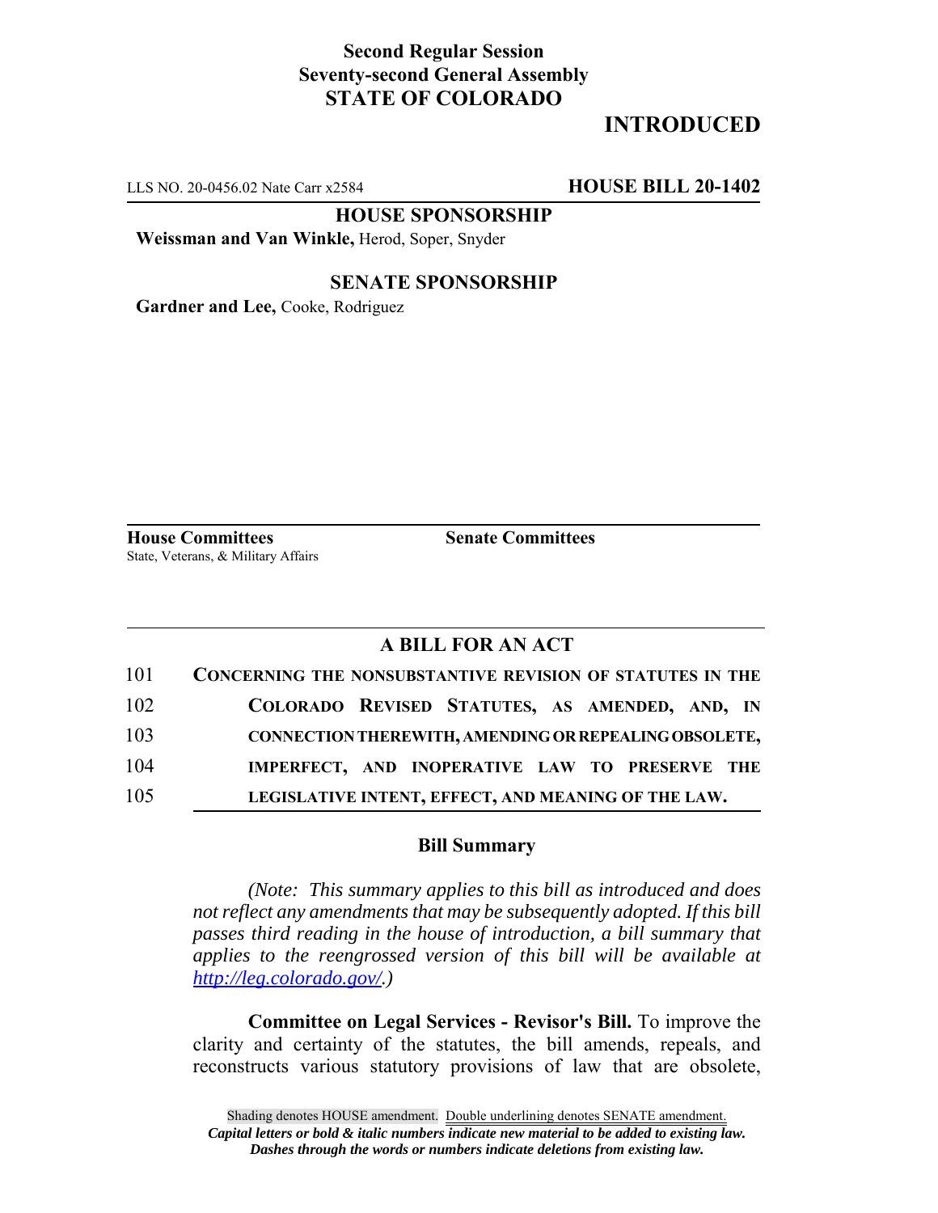**Second Regular Session**
**Seventy-second General Assembly**
**STATE OF COLORADO**

# INTRODUCTED

LLS NO. 20-0456.02 Nate Carr x2584 **HOUSE BILL 20-1402**

**HOUSE SPONSORSHIP**

**Weissman and Van Winkle,** Herod, Soper, Snyder

**SENATE SPONSORSHIP**

**Gardner and Lee,** Cooke, Rodriguez

**House Committees**
State, Veterans, & Military Affairs

**Senate Committees**

## A BILL FOR AN ACT

101 **CONCERNING THE NONSUBSTANTIVE REVISION OF STATUTES IN THE**
102 **COLORADO REVISED STATUTES, AS AMENDED, AND, IN**
103 **CONNECTION THEREWITH, AMENDING OR REPEALING OBSOLETE,**
104 **IMPERFECT, AND INOPERATIVE LAW TO PRESERVE THE**
105 **LEGISLATIVE INTENT, EFFECT, AND MEANING OF THE LAW.**

### Bill Summary

*(Note: This summary applies to this bill as introduced and does not reflect any amendments that may be subsequently adopted. If this bill passes third reading in the house of introduction, a bill summary that applies to the reengrossed version of this bill will be available at http://leg.colorado.gov/.)*

**Committee on Legal Services - Revisor's Bill.** To improve the clarity and certainty of the statutes, the bill amends, repeals, and reconstructs various statutory provisions of law that are obsolete,

Shading denotes HOUSE amendment. Double underlining denotes SENATE amendment.
*Capital letters or bold & italic numbers indicate new material to be added to existing law.*
*Dashes through the words or numbers indicate deletions from existing law.*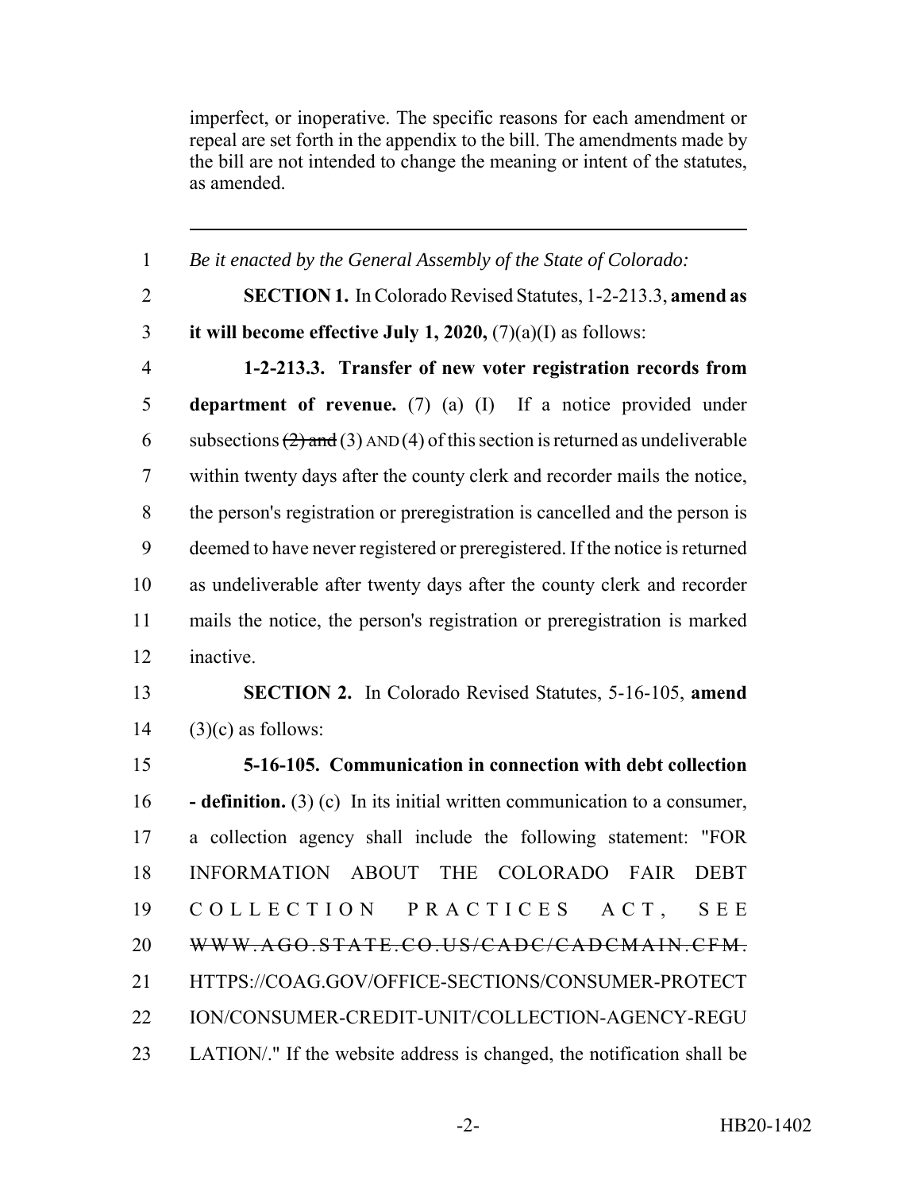imperfect, or inoperative. The specific reasons for each amendment or repeal are set forth in the appendix to the bill. The amendments made by the bill are not intended to change the meaning or intent of the statutes, as amended.

---

1 *Be it enacted by the General Assembly of the State of Colorado:*

2 **SECTION 1.** In Colorado Revised Statutes, 1-2-213.3, **amend as**
3 **it will become effective July 1, 2020,** (7)(a)(I) as follows:

4 **1-2-213.3. Transfer of new voter registration records from**
5 **department of revenue.** (7) (a) (I) If a notice provided under
6 subsections ~~(2) and~~ (3) AND (4) of this section is returned as undeliverable
7 within twenty days after the county clerk and recorder mails the notice,
8 the person's registration or preregistration is cancelled and the person is
9 deemed to have never registered or preregistered. If the notice is returned
10 as undeliverable after twenty days after the county clerk and recorder
11 mails the notice, the person's registration or preregistration is marked
12 inactive.

13 **SECTION 2.** In Colorado Revised Statutes, 5-16-105, **amend**
14 (3)(c) as follows:

15 **5-16-105. Communication in connection with debt collection**
16 **- definition.** (3) (c) In its initial written communication to a consumer,
17 a collection agency shall include the following statement: "FOR
18 INFORMATION ABOUT THE COLORADO FAIR DEBT
19 COLLECTION PRACTICES ACT, SEE
20 ~~WWW.AGO.STATE.CO.US/CADC/CADCMAIN.CFM.~~
21 HTTPS://COAG.GOV/OFFICE-SECTIONS/CONSUMER-PROTECT
22 ION/CONSUMER-CREDIT-UNIT/COLLECTION-AGENCY-REGU
23 LATION/." If the website address is changed, the notification shall be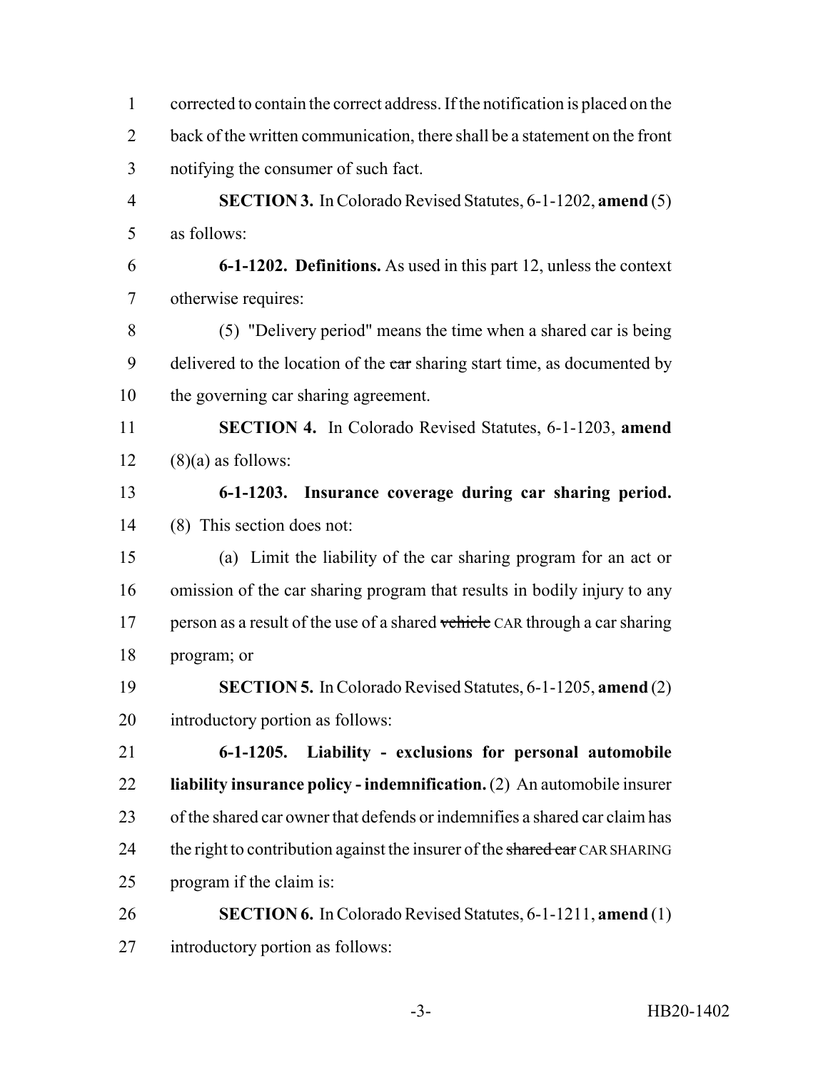corrected to contain the correct address. If the notification is placed on the back of the written communication, there shall be a statement on the front notifying the consumer of such fact.

**SECTION 3.** In Colorado Revised Statutes, 6-1-1202, **amend** (5) as follows:

**6-1-1202. Definitions.** As used in this part 12, unless the context otherwise requires:

(5) "Delivery period" means the time when a shared car is being delivered to the location of the ~~car~~ sharing start time, as documented by the governing car sharing agreement.

**SECTION 4.** In Colorado Revised Statutes, 6-1-1203, **amend** (8)(a) as follows:

**6-1-1203. Insurance coverage during car sharing period.** (8) This section does not:

(a) Limit the liability of the car sharing program for an act or omission of the car sharing program that results in bodily injury to any person as a result of the use of a shared ~~vehicle~~ CAR through a car sharing program; or

**SECTION 5.** In Colorado Revised Statutes, 6-1-1205, **amend** (2) introductory portion as follows:

**6-1-1205. Liability - exclusions for personal automobile liability insurance policy - indemnification.** (2) An automobile insurer of the shared car owner that defends or indemnifies a shared car claim has the right to contribution against the insurer of the ~~shared car~~ CAR SHARING program if the claim is:

**SECTION 6.** In Colorado Revised Statutes, 6-1-1211, **amend** (1) introductory portion as follows: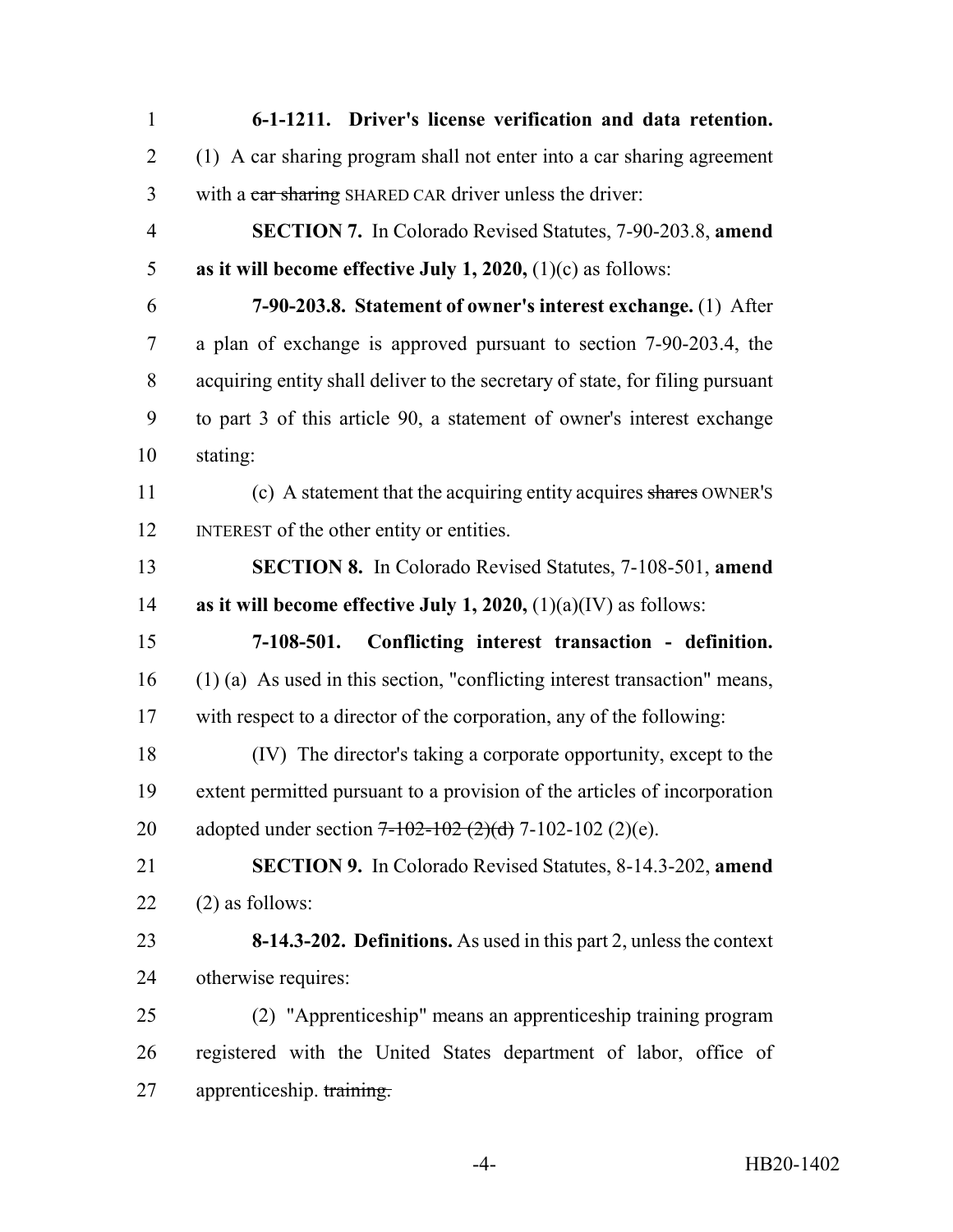**6-1-1211. Driver's license verification and data retention.** (1) A car sharing program shall not enter into a car sharing agreement with a ~~car sharing~~ SHARED CAR driver unless the driver:

**SECTION 7.** In Colorado Revised Statutes, 7-90-203.8, **amend as it will become effective July 1, 2020,** (1)(c) as follows:

**7-90-203.8. Statement of owner's interest exchange.** (1) After a plan of exchange is approved pursuant to section 7-90-203.4, the acquiring entity shall deliver to the secretary of state, for filing pursuant to part 3 of this article 90, a statement of owner's interest exchange stating:

(c) A statement that the acquiring entity acquires ~~shares~~ OWNER'S INTEREST of the other entity or entities.

**SECTION 8.** In Colorado Revised Statutes, 7-108-501, **amend as it will become effective July 1, 2020,** (1)(a)(IV) as follows:

**7-108-501. Conflicting interest transaction - definition.** (1) (a) As used in this section, "conflicting interest transaction" means, with respect to a director of the corporation, any of the following:

(IV) The director's taking a corporate opportunity, except to the extent permitted pursuant to a provision of the articles of incorporation adopted under section ~~7-102-102 (2)(d)~~ 7-102-102 (2)(e).

**SECTION 9.** In Colorado Revised Statutes, 8-14.3-202, **amend** (2) as follows:

**8-14.3-202. Definitions.** As used in this part 2, unless the context otherwise requires:

(2) "Apprenticeship" means an apprenticeship training program registered with the United States department of labor, office of apprenticeship. ~~training.~~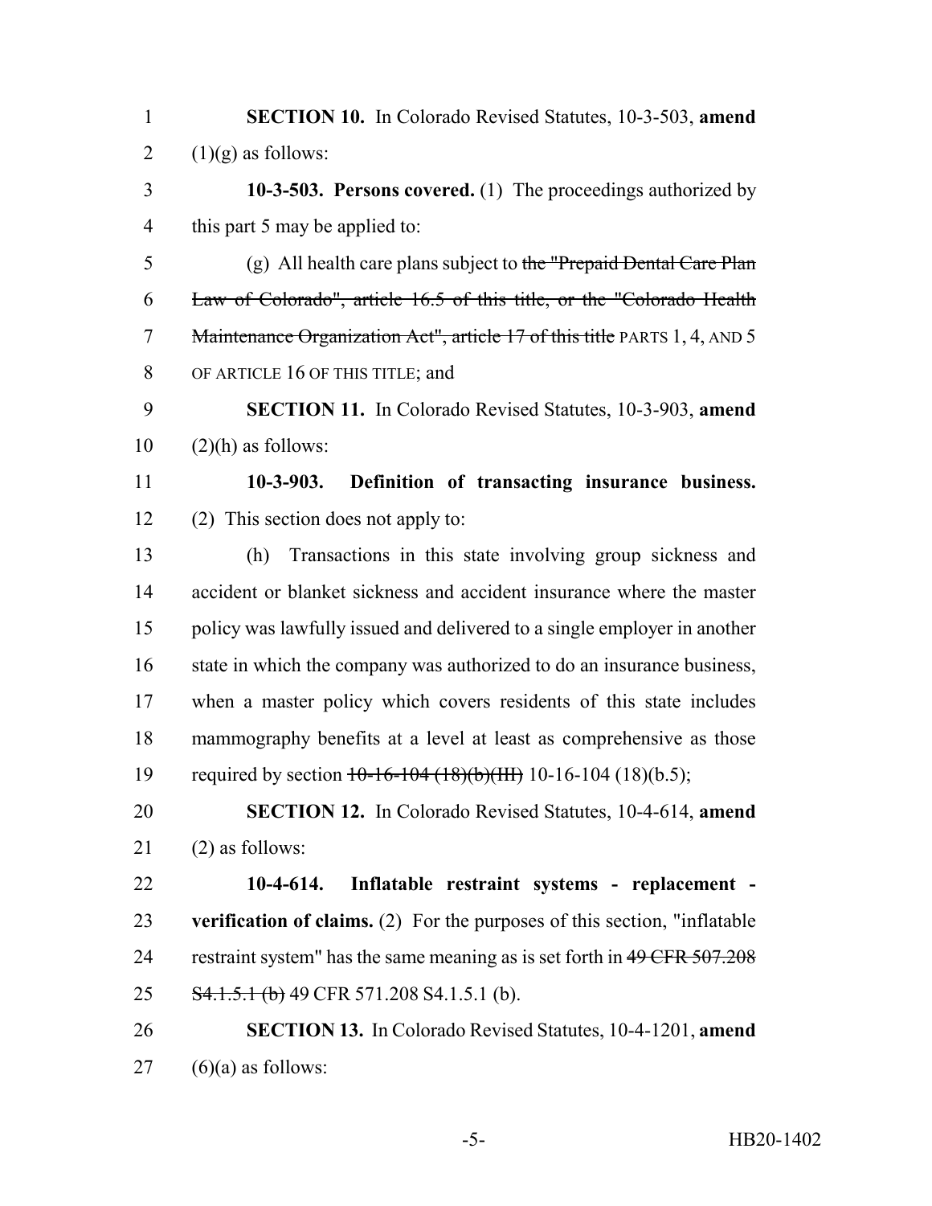**SECTION 10.** In Colorado Revised Statutes, 10-3-503, **amend** (1)(g) as follows:

**10-3-503. Persons covered.** (1) The proceedings authorized by this part 5 may be applied to:

(g) All health care plans subject to ~~the "Prepaid Dental Care Plan Law of Colorado", article 16.5 of this title, or the "Colorado Health Maintenance Organization Act", article 17 of this title~~ PARTS 1, 4, AND 5 OF ARTICLE 16 OF THIS TITLE; and

**SECTION 11.** In Colorado Revised Statutes, 10-3-903, **amend** (2)(h) as follows:

**10-3-903. Definition of transacting insurance business.** (2) This section does not apply to:

(h) Transactions in this state involving group sickness and accident or blanket sickness and accident insurance where the master policy was lawfully issued and delivered to a single employer in another state in which the company was authorized to do an insurance business, when a master policy which covers residents of this state includes mammography benefits at a level at least as comprehensive as those required by section ~~10-16-104 (18)(b)(III)~~ 10-16-104 (18)(b.5);

**SECTION 12.** In Colorado Revised Statutes, 10-4-614, **amend** (2) as follows:

**10-4-614. Inflatable restraint systems - replacement - verification of claims.** (2) For the purposes of this section, "inflatable restraint system" has the same meaning as is set forth in ~~49 CFR 507.208 S4.1.5.1 (b)~~ 49 CFR 571.208 S4.1.5.1 (b).

**SECTION 13.** In Colorado Revised Statutes, 10-4-1201, **amend** (6)(a) as follows: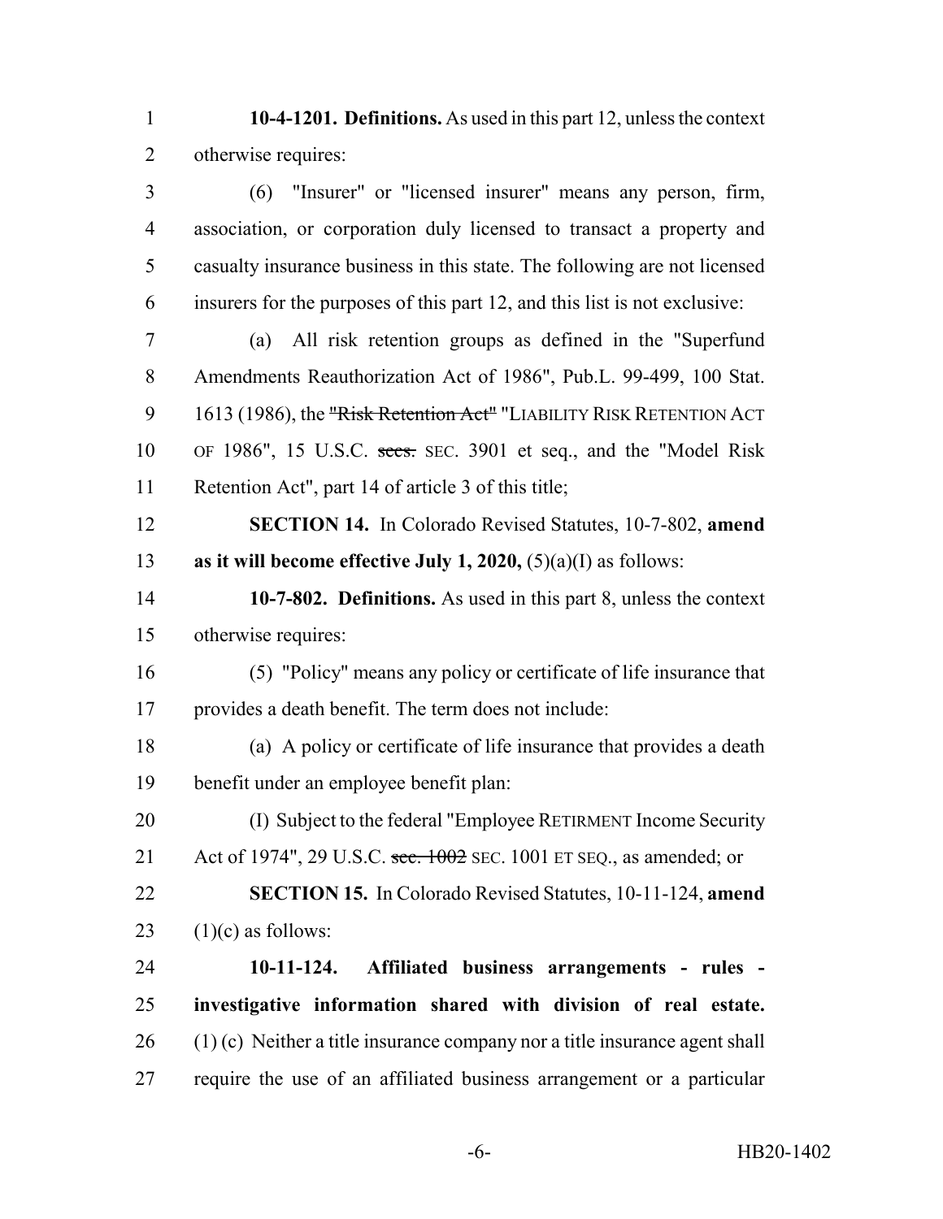**10-4-1201. Definitions.** As used in this part 12, unless the context otherwise requires:

(6) "Insurer" or "licensed insurer" means any person, firm, association, or corporation duly licensed to transact a property and casualty insurance business in this state. The following are not licensed insurers for the purposes of this part 12, and this list is not exclusive:

(a) All risk retention groups as defined in the "Superfund Amendments Reauthorization Act of 1986", Pub.L. 99-499, 100 Stat. 1613 (1986), the ~~"Risk Retention Act"~~ "LIABILITY RISK RETENTION ACT OF 1986", 15 U.S.C. ~~secs.~~ SEC. 3901 et seq., and the "Model Risk Retention Act", part 14 of article 3 of this title;

**SECTION 14.** In Colorado Revised Statutes, 10-7-802, **amend as it will become effective July 1, 2020,** (5)(a)(I) as follows:

**10-7-802. Definitions.** As used in this part 8, unless the context otherwise requires:

(5) "Policy" means any policy or certificate of life insurance that provides a death benefit. The term does not include:

(a) A policy or certificate of life insurance that provides a death benefit under an employee benefit plan:

(I) Subject to the federal "Employee RETIRMENT Income Security Act of 1974", 29 U.S.C. ~~sec. 1002~~ SEC. 1001 ET SEQ., as amended; or

**SECTION 15.** In Colorado Revised Statutes, 10-11-124, **amend** (1)(c) as follows:

**10-11-124. Affiliated business arrangements - rules - investigative information shared with division of real estate.** (1) (c) Neither a title insurance company nor a title insurance agent shall require the use of an affiliated business arrangement or a particular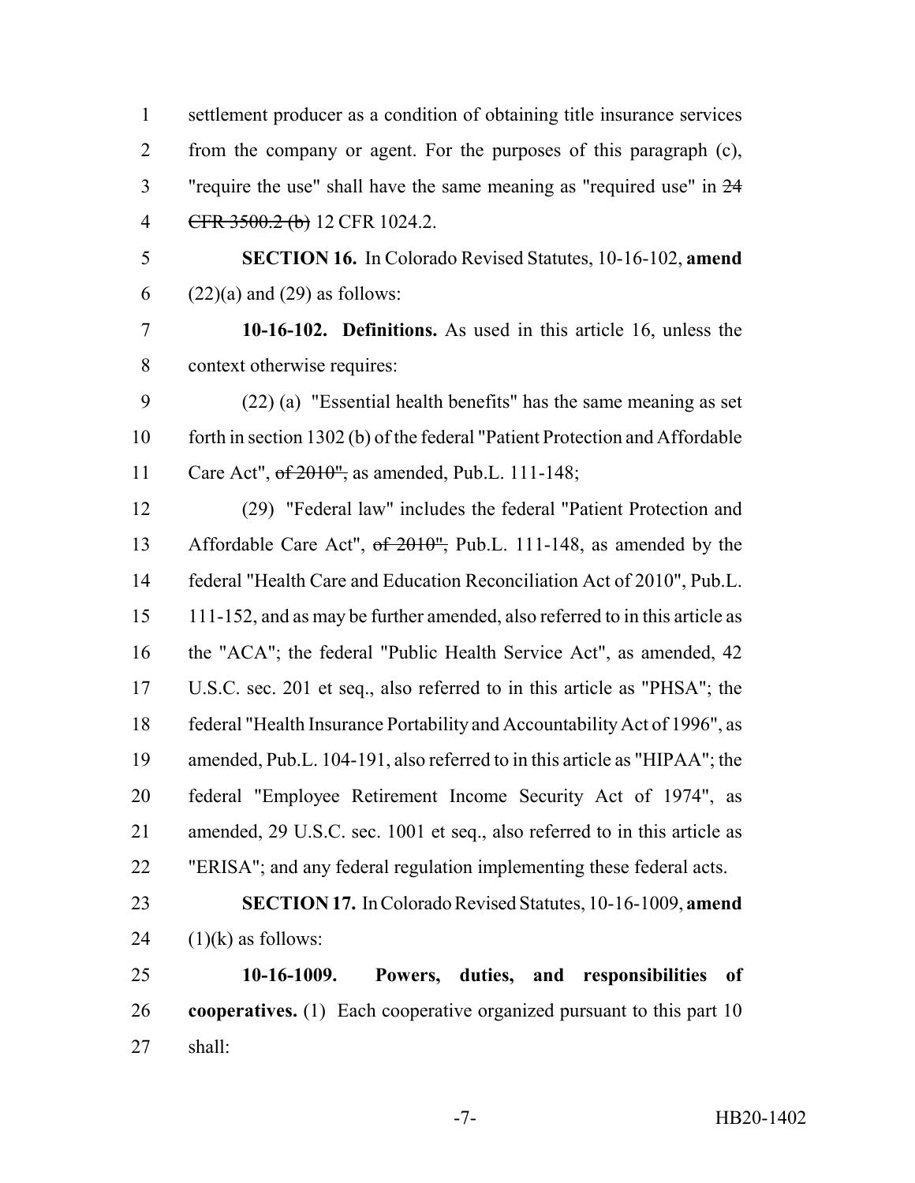settlement producer as a condition of obtaining title insurance services from the company or agent. For the purposes of this paragraph (c), "require the use" shall have the same meaning as "required use" in ~~24 CFR 3500.2 (b)~~ 12 CFR 1024.2.

**SECTION 16.** In Colorado Revised Statutes, 10-16-102, **amend** (22)(a) and (29) as follows:

**10-16-102. Definitions.** As used in this article 16, unless the context otherwise requires:

(22) (a) "Essential health benefits" has the same meaning as set forth in section 1302 (b) of the federal "Patient Protection and Affordable Care Act", ~~of 2010",~~ as amended, Pub.L. 111-148;

(29) "Federal law" includes the federal "Patient Protection and Affordable Care Act", ~~of 2010",~~ Pub.L. 111-148, as amended by the federal "Health Care and Education Reconciliation Act of 2010", Pub.L. 111-152, and as may be further amended, also referred to in this article as the "ACA"; the federal "Public Health Service Act", as amended, 42 U.S.C. sec. 201 et seq., also referred to in this article as "PHSA"; the federal "Health Insurance Portability and Accountability Act of 1996", as amended, Pub.L. 104-191, also referred to in this article as "HIPAA"; the federal "Employee Retirement Income Security Act of 1974", as amended, 29 U.S.C. sec. 1001 et seq., also referred to in this article as "ERISA"; and any federal regulation implementing these federal acts.

**SECTION 17.** In Colorado Revised Statutes, 10-16-1009, **amend** (1)(k) as follows:

**10-16-1009. Powers, duties, and responsibilities of cooperatives.** (1) Each cooperative organized pursuant to this part 10 shall: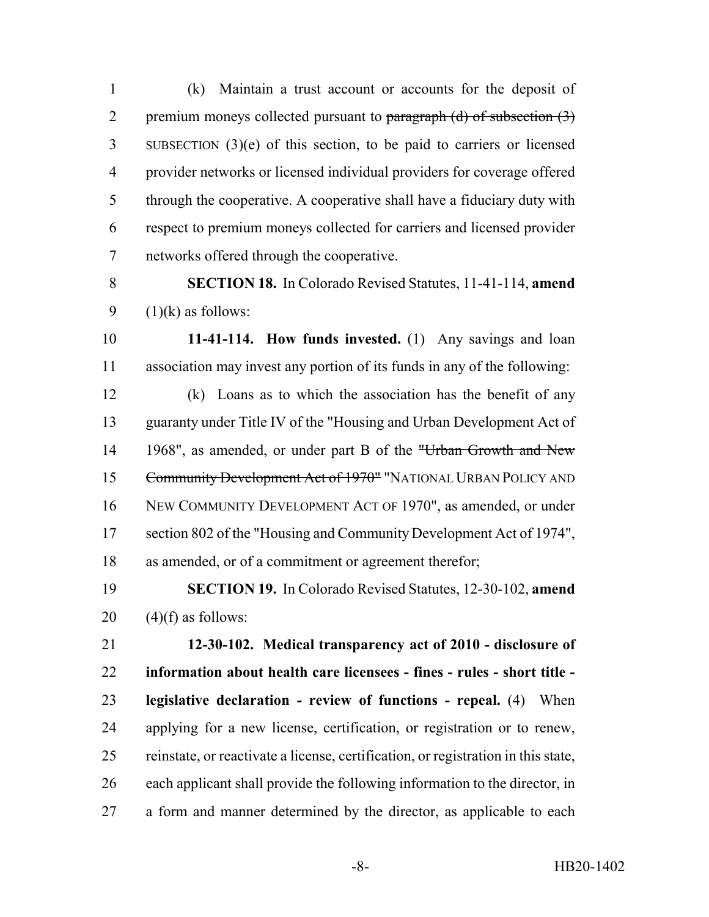(k) Maintain a trust account or accounts for the deposit of premium moneys collected pursuant to ~~paragraph (d) of subsection (3)~~ SUBSECTION (3)(e) of this section, to be paid to carriers or licensed provider networks or licensed individual providers for coverage offered through the cooperative. A cooperative shall have a fiduciary duty with respect to premium moneys collected for carriers and licensed provider networks offered through the cooperative.

**SECTION 18.** In Colorado Revised Statutes, 11-41-114, **amend** (1)(k) as follows:

**11-41-114. How funds invested.** (1) Any savings and loan association may invest any portion of its funds in any of the following:

(k) Loans as to which the association has the benefit of any guaranty under Title IV of the "Housing and Urban Development Act of 1968", as amended, or under part B of the ~~"Urban Growth and New Community Development Act of 1970"~~ "NATIONAL URBAN POLICY AND NEW COMMUNITY DEVELOPMENT ACT OF 1970", as amended, or under section 802 of the "Housing and Community Development Act of 1974", as amended, or of a commitment or agreement therefor;

**SECTION 19.** In Colorado Revised Statutes, 12-30-102, **amend** (4)(f) as follows:

**12-30-102. Medical transparency act of 2010 - disclosure of information about health care licensees - fines - rules - short title - legislative declaration - review of functions - repeal.** (4) When applying for a new license, certification, or registration or to renew, reinstate, or reactivate a license, certification, or registration in this state, each applicant shall provide the following information to the director, in a form and manner determined by the director, as applicable to each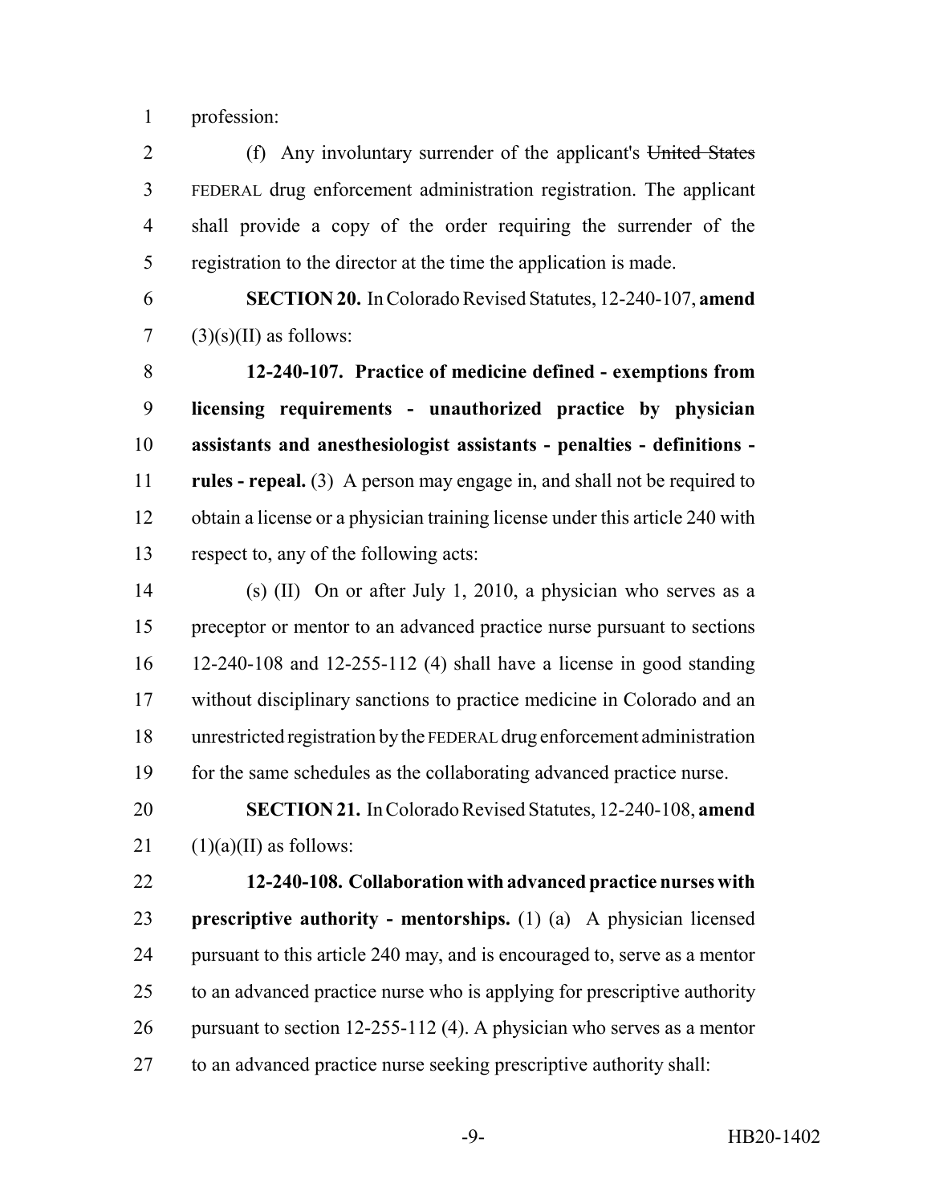profession:

(f) Any involuntary surrender of the applicant's ~~United States~~ FEDERAL drug enforcement administration registration. The applicant shall provide a copy of the order requiring the surrender of the registration to the director at the time the application is made.

**SECTION 20.** In Colorado Revised Statutes, 12-240-107, **amend** (3)(s)(II) as follows:

**12-240-107. Practice of medicine defined - exemptions from licensing requirements - unauthorized practice by physician assistants and anesthesiologist assistants - penalties - definitions - rules - repeal.** (3) A person may engage in, and shall not be required to obtain a license or a physician training license under this article 240 with respect to, any of the following acts:

(s) (II) On or after July 1, 2010, a physician who serves as a preceptor or mentor to an advanced practice nurse pursuant to sections 12-240-108 and 12-255-112 (4) shall have a license in good standing without disciplinary sanctions to practice medicine in Colorado and an unrestricted registration by the FEDERAL drug enforcement administration for the same schedules as the collaborating advanced practice nurse.

**SECTION 21.** In Colorado Revised Statutes, 12-240-108, **amend** (1)(a)(II) as follows:

**12-240-108. Collaboration with advanced practice nurses with prescriptive authority - mentorships.** (1) (a) A physician licensed pursuant to this article 240 may, and is encouraged to, serve as a mentor to an advanced practice nurse who is applying for prescriptive authority pursuant to section 12-255-112 (4). A physician who serves as a mentor to an advanced practice nurse seeking prescriptive authority shall: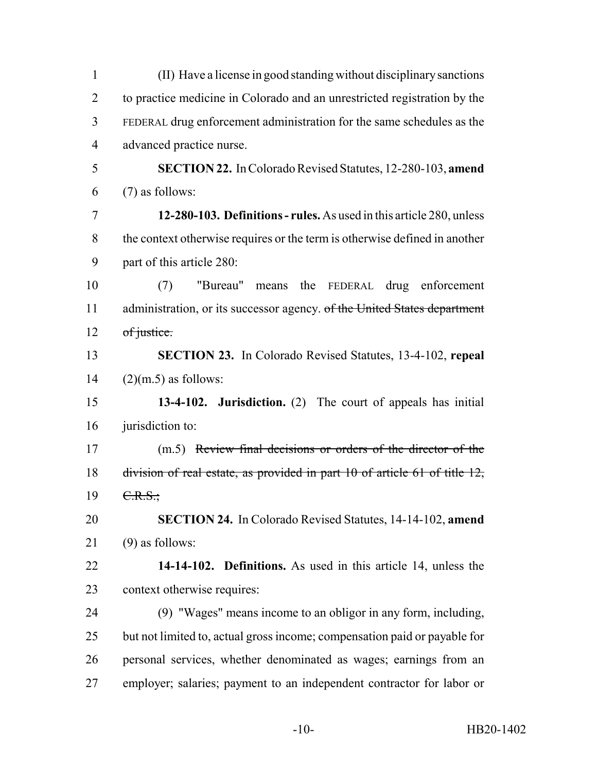(II) Have a license in good standing without disciplinary sanctions to practice medicine in Colorado and an unrestricted registration by the FEDERAL drug enforcement administration for the same schedules as the advanced practice nurse.

**SECTION 22.** In Colorado Revised Statutes, 12-280-103, **amend** (7) as follows:

**12-280-103. Definitions - rules.** As used in this article 280, unless the context otherwise requires or the term is otherwise defined in another part of this article 280:

(7) "Bureau" means the FEDERAL drug enforcement administration, or its successor agency. ~~of the United States department of justice.~~

**SECTION 23.** In Colorado Revised Statutes, 13-4-102, **repeal** (2)(m.5) as follows:

**13-4-102. Jurisdiction.** (2) The court of appeals has initial jurisdiction to:

(m.5) ~~Review final decisions or orders of the director of the division of real estate, as provided in part 10 of article 61 of title 12, C.R.S.;~~

**SECTION 24.** In Colorado Revised Statutes, 14-14-102, **amend** (9) as follows:

**14-14-102. Definitions.** As used in this article 14, unless the context otherwise requires:

(9) "Wages" means income to an obligor in any form, including, but not limited to, actual gross income; compensation paid or payable for personal services, whether denominated as wages; earnings from an employer; salaries; payment to an independent contractor for labor or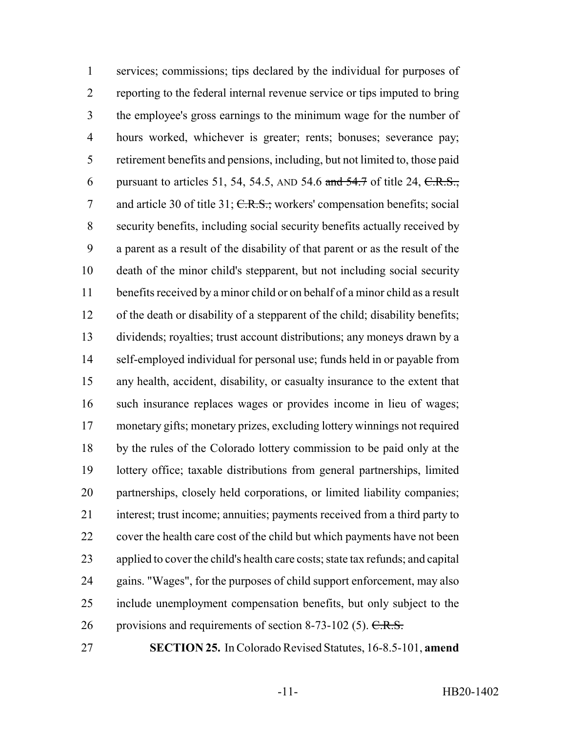services; commissions; tips declared by the individual for purposes of reporting to the federal internal revenue service or tips imputed to bring the employee's gross earnings to the minimum wage for the number of hours worked, whichever is greater; rents; bonuses; severance pay; retirement benefits and pensions, including, but not limited to, those paid pursuant to articles 51, 54, 54.5, AND 54.6 ~~and 54.7~~ of title 24, ~~C.R.S.,~~ and article 30 of title 31; ~~C.R.S.;~~ workers' compensation benefits; social security benefits, including social security benefits actually received by a parent as a result of the disability of that parent or as the result of the death of the minor child's stepparent, but not including social security benefits received by a minor child or on behalf of a minor child as a result of the death or disability of a stepparent of the child; disability benefits; dividends; royalties; trust account distributions; any moneys drawn by a self-employed individual for personal use; funds held in or payable from any health, accident, disability, or casualty insurance to the extent that such insurance replaces wages or provides income in lieu of wages; monetary gifts; monetary prizes, excluding lottery winnings not required by the rules of the Colorado lottery commission to be paid only at the lottery office; taxable distributions from general partnerships, limited partnerships, closely held corporations, or limited liability companies; interest; trust income; annuities; payments received from a third party to cover the health care cost of the child but which payments have not been applied to cover the child's health care costs; state tax refunds; and capital gains. "Wages", for the purposes of child support enforcement, may also include unemployment compensation benefits, but only subject to the provisions and requirements of section 8-73-102 (5). ~~C.R.S.~~

**SECTION 25.** In Colorado Revised Statutes, 16-8.5-101, **amend**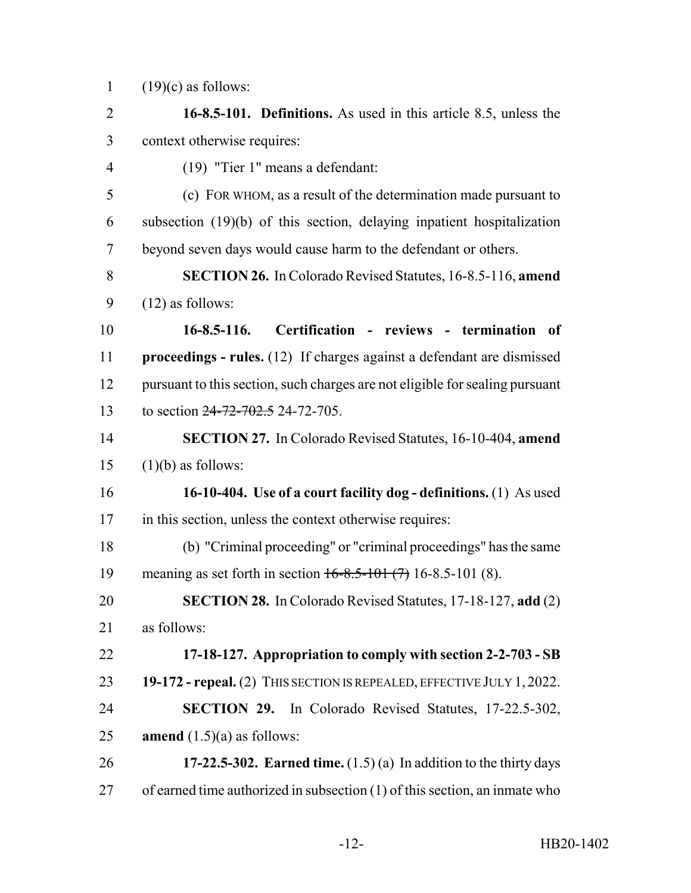(19)(c) as follows:

**16-8.5-101. Definitions.** As used in this article 8.5, unless the context otherwise requires:

(19) "Tier 1" means a defendant:

(c) FOR WHOM, as a result of the determination made pursuant to subsection (19)(b) of this section, delaying inpatient hospitalization beyond seven days would cause harm to the defendant or others.

**SECTION 26.** In Colorado Revised Statutes, 16-8.5-116, **amend** (12) as follows:

**16-8.5-116. Certification - reviews - termination of proceedings - rules.** (12) If charges against a defendant are dismissed pursuant to this section, such charges are not eligible for sealing pursuant to section ~~24-72-702.5~~ 24-72-705.

**SECTION 27.** In Colorado Revised Statutes, 16-10-404, **amend** (1)(b) as follows:

**16-10-404. Use of a court facility dog - definitions.** (1) As used in this section, unless the context otherwise requires:

(b) "Criminal proceeding" or "criminal proceedings" has the same meaning as set forth in section ~~16-8.5-101 (7)~~ 16-8.5-101 (8).

**SECTION 28.** In Colorado Revised Statutes, 17-18-127, **add** (2) as follows:

**17-18-127. Appropriation to comply with section 2-2-703 - SB 19-172 - repeal.** (2) THIS SECTION IS REPEALED, EFFECTIVE JULY 1, 2022.

**SECTION 29.** In Colorado Revised Statutes, 17-22.5-302, **amend** (1.5)(a) as follows:

**17-22.5-302. Earned time.** (1.5) (a) In addition to the thirty days of earned time authorized in subsection (1) of this section, an inmate who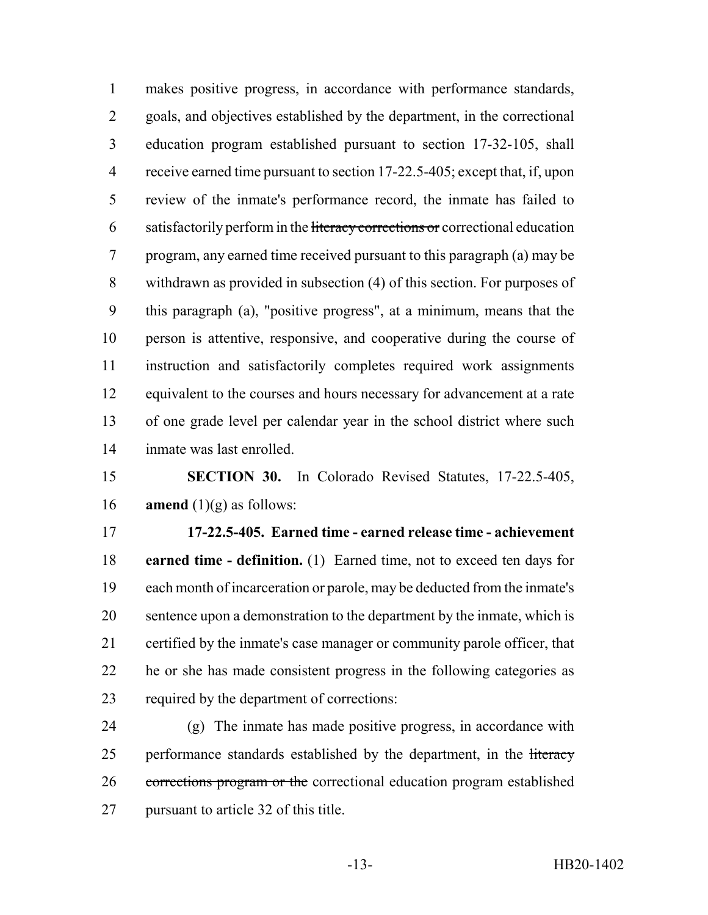makes positive progress, in accordance with performance standards, goals, and objectives established by the department, in the correctional education program established pursuant to section 17-32-105, shall receive earned time pursuant to section 17-22.5-405; except that, if, upon review of the inmate's performance record, the inmate has failed to satisfactorily perform in the ~~literacy corrections or~~ correctional education program, any earned time received pursuant to this paragraph (a) may be withdrawn as provided in subsection (4) of this section. For purposes of this paragraph (a), "positive progress", at a minimum, means that the person is attentive, responsive, and cooperative during the course of instruction and satisfactorily completes required work assignments equivalent to the courses and hours necessary for advancement at a rate of one grade level per calendar year in the school district where such inmate was last enrolled.

**SECTION 30.** In Colorado Revised Statutes, 17-22.5-405, **amend** (1)(g) as follows:

**17-22.5-405. Earned time - earned release time - achievement earned time - definition.** (1) Earned time, not to exceed ten days for each month of incarceration or parole, may be deducted from the inmate's sentence upon a demonstration to the department by the inmate, which is certified by the inmate's case manager or community parole officer, that he or she has made consistent progress in the following categories as required by the department of corrections:

(g) The inmate has made positive progress, in accordance with performance standards established by the department, in the ~~literacy corrections program or the~~ correctional education program established pursuant to article 32 of this title.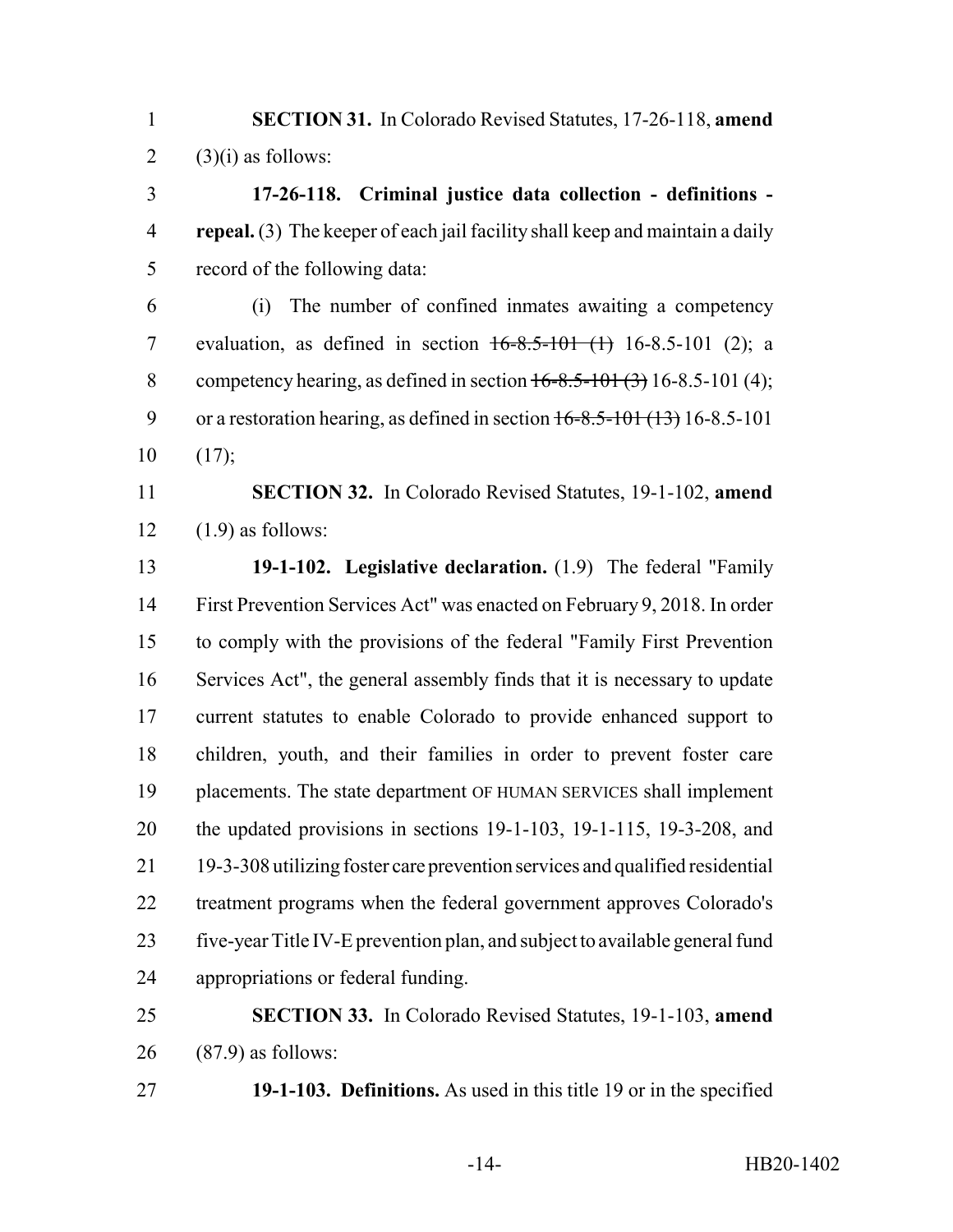**SECTION 31.** In Colorado Revised Statutes, 17-26-118, **amend** (3)(i) as follows:

**17-26-118. Criminal justice data collection - definitions - repeal.** (3) The keeper of each jail facility shall keep and maintain a daily record of the following data:

(i) The number of confined inmates awaiting a competency evaluation, as defined in section ~~16-8.5-101 (1)~~ 16-8.5-101 (2); a competency hearing, as defined in section ~~16-8.5-101 (3)~~ 16-8.5-101 (4); or a restoration hearing, as defined in section ~~16-8.5-101 (13)~~ 16-8.5-101 (17);

**SECTION 32.** In Colorado Revised Statutes, 19-1-102, **amend** (1.9) as follows:

**19-1-102. Legislative declaration.** (1.9) The federal "Family First Prevention Services Act" was enacted on February 9, 2018. In order to comply with the provisions of the federal "Family First Prevention Services Act", the general assembly finds that it is necessary to update current statutes to enable Colorado to provide enhanced support to children, youth, and their families in order to prevent foster care placements. The state department OF HUMAN SERVICES shall implement the updated provisions in sections 19-1-103, 19-1-115, 19-3-208, and 19-3-308 utilizing foster care prevention services and qualified residential treatment programs when the federal government approves Colorado's five-year Title IV-E prevention plan, and subject to available general fund appropriations or federal funding.

**SECTION 33.** In Colorado Revised Statutes, 19-1-103, **amend** (87.9) as follows:

**19-1-103. Definitions.** As used in this title 19 or in the specified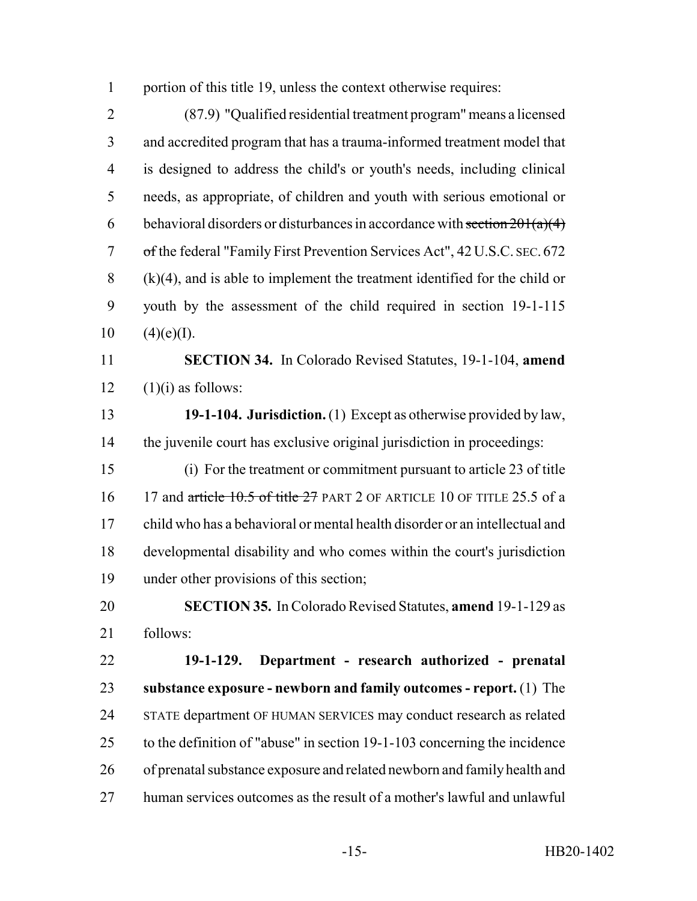portion of this title 19, unless the context otherwise requires:

(87.9) "Qualified residential treatment program" means a licensed and accredited program that has a trauma-informed treatment model that is designed to address the child's or youth's needs, including clinical needs, as appropriate, of children and youth with serious emotional or behavioral disorders or disturbances in accordance with ~~section 201(a)(4) of~~ the federal "Family First Prevention Services Act", 42 U.S.C. SEC. 672 (k)(4), and is able to implement the treatment identified for the child or youth by the assessment of the child required in section 19-1-115 (4)(e)(I).

**SECTION 34.** In Colorado Revised Statutes, 19-1-104, **amend** (1)(i) as follows:

**19-1-104. Jurisdiction.** (1) Except as otherwise provided by law, the juvenile court has exclusive original jurisdiction in proceedings:

(i) For the treatment or commitment pursuant to article 23 of title 17 and ~~article 10.5 of title 27~~ PART 2 OF ARTICLE 10 OF TITLE 25.5 of a child who has a behavioral or mental health disorder or an intellectual and developmental disability and who comes within the court's jurisdiction under other provisions of this section;

**SECTION 35.** In Colorado Revised Statutes, **amend** 19-1-129 as follows:

**19-1-129. Department - research authorized - prenatal substance exposure - newborn and family outcomes - report.** (1) The STATE department OF HUMAN SERVICES may conduct research as related to the definition of "abuse" in section 19-1-103 concerning the incidence of prenatal substance exposure and related newborn and family health and human services outcomes as the result of a mother's lawful and unlawful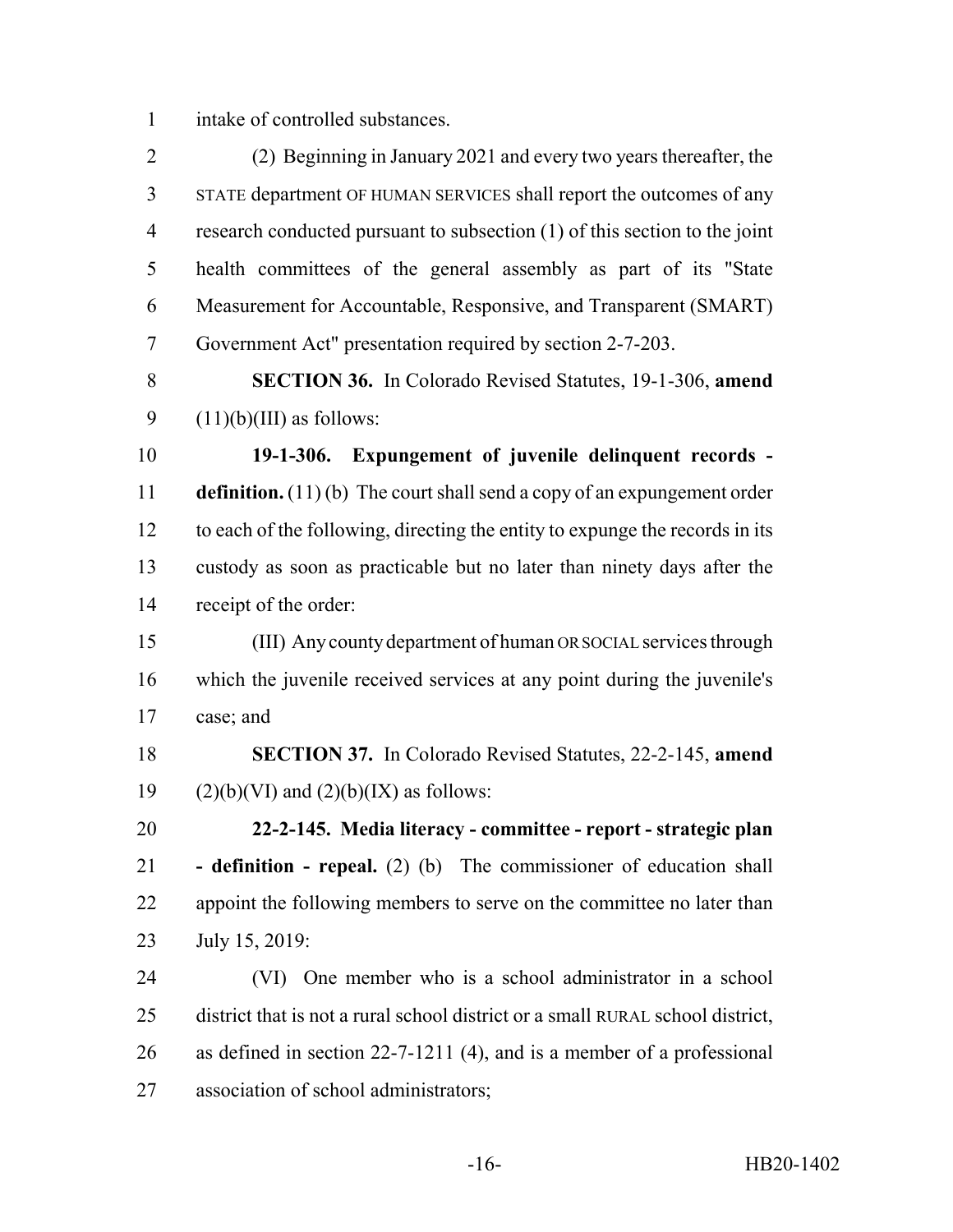intake of controlled substances.

(2) Beginning in January 2021 and every two years thereafter, the STATE department OF HUMAN SERVICES shall report the outcomes of any research conducted pursuant to subsection (1) of this section to the joint health committees of the general assembly as part of its "State Measurement for Accountable, Responsive, and Transparent (SMART) Government Act" presentation required by section 2-7-203.

**SECTION 36.** In Colorado Revised Statutes, 19-1-306, **amend** (11)(b)(III) as follows:

**19-1-306. Expungement of juvenile delinquent records - definition.** (11) (b) The court shall send a copy of an expungement order to each of the following, directing the entity to expunge the records in its custody as soon as practicable but no later than ninety days after the receipt of the order:

(III) Any county department of human OR SOCIAL services through which the juvenile received services at any point during the juvenile's case; and

**SECTION 37.** In Colorado Revised Statutes, 22-2-145, **amend** (2)(b)(VI) and (2)(b)(IX) as follows:

**22-2-145. Media literacy - committee - report - strategic plan - definition - repeal.** (2) (b) The commissioner of education shall appoint the following members to serve on the committee no later than July 15, 2019:

(VI) One member who is a school administrator in a school district that is not a rural school district or a small RURAL school district, as defined in section 22-7-1211 (4), and is a member of a professional association of school administrators;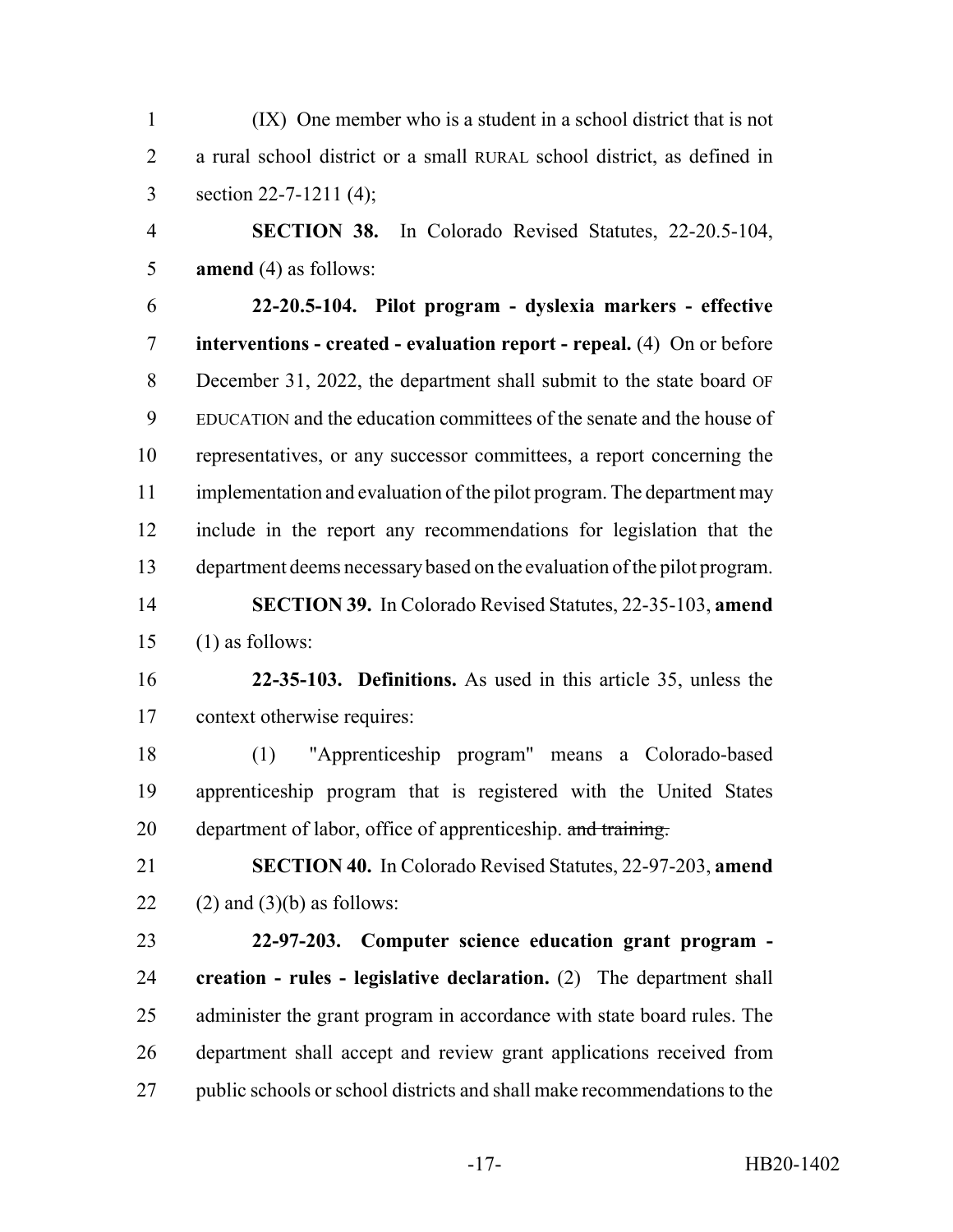(IX) One member who is a student in a school district that is not a rural school district or a small RURAL school district, as defined in section 22-7-1211 (4);

**SECTION 38.** In Colorado Revised Statutes, 22-20.5-104, **amend** (4) as follows:

**22-20.5-104. Pilot program - dyslexia markers - effective interventions - created - evaluation report - repeal.** (4) On or before December 31, 2022, the department shall submit to the state board OF EDUCATION and the education committees of the senate and the house of representatives, or any successor committees, a report concerning the implementation and evaluation of the pilot program. The department may include in the report any recommendations for legislation that the department deems necessary based on the evaluation of the pilot program.

**SECTION 39.** In Colorado Revised Statutes, 22-35-103, **amend** (1) as follows:

**22-35-103. Definitions.** As used in this article 35, unless the context otherwise requires:

(1) "Apprenticeship program" means a Colorado-based apprenticeship program that is registered with the United States department of labor, office of apprenticeship. ~~and training.~~

**SECTION 40.** In Colorado Revised Statutes, 22-97-203, **amend** (2) and (3)(b) as follows:

**22-97-203. Computer science education grant program - creation - rules - legislative declaration.** (2) The department shall administer the grant program in accordance with state board rules. The department shall accept and review grant applications received from public schools or school districts and shall make recommendations to the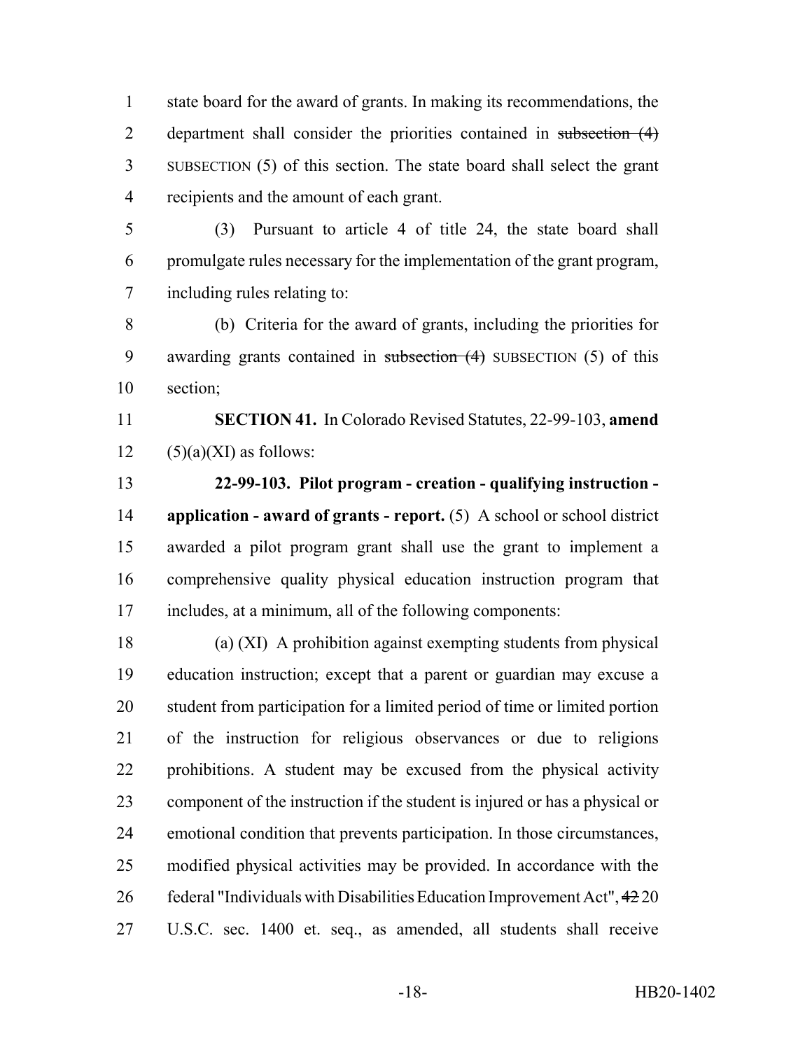state board for the award of grants. In making its recommendations, the department shall consider the priorities contained in ~~subsection (4)~~ SUBSECTION (5) of this section. The state board shall select the grant recipients and the amount of each grant.

(3) Pursuant to article 4 of title 24, the state board shall promulgate rules necessary for the implementation of the grant program, including rules relating to:

(b) Criteria for the award of grants, including the priorities for awarding grants contained in ~~subsection (4)~~ SUBSECTION (5) of this section;

**SECTION 41.** In Colorado Revised Statutes, 22-99-103, **amend** (5)(a)(XI) as follows:

**22-99-103. Pilot program - creation - qualifying instruction - application - award of grants - report.** (5) A school or school district awarded a pilot program grant shall use the grant to implement a comprehensive quality physical education instruction program that includes, at a minimum, all of the following components:

(a) (XI) A prohibition against exempting students from physical education instruction; except that a parent or guardian may excuse a student from participation for a limited period of time or limited portion of the instruction for religious observances or due to religions prohibitions. A student may be excused from the physical activity component of the instruction if the student is injured or has a physical or emotional condition that prevents participation. In those circumstances, modified physical activities may be provided. In accordance with the federal "Individuals with Disabilities Education Improvement Act", ~~42~~ 20 U.S.C. sec. 1400 et. seq., as amended, all students shall receive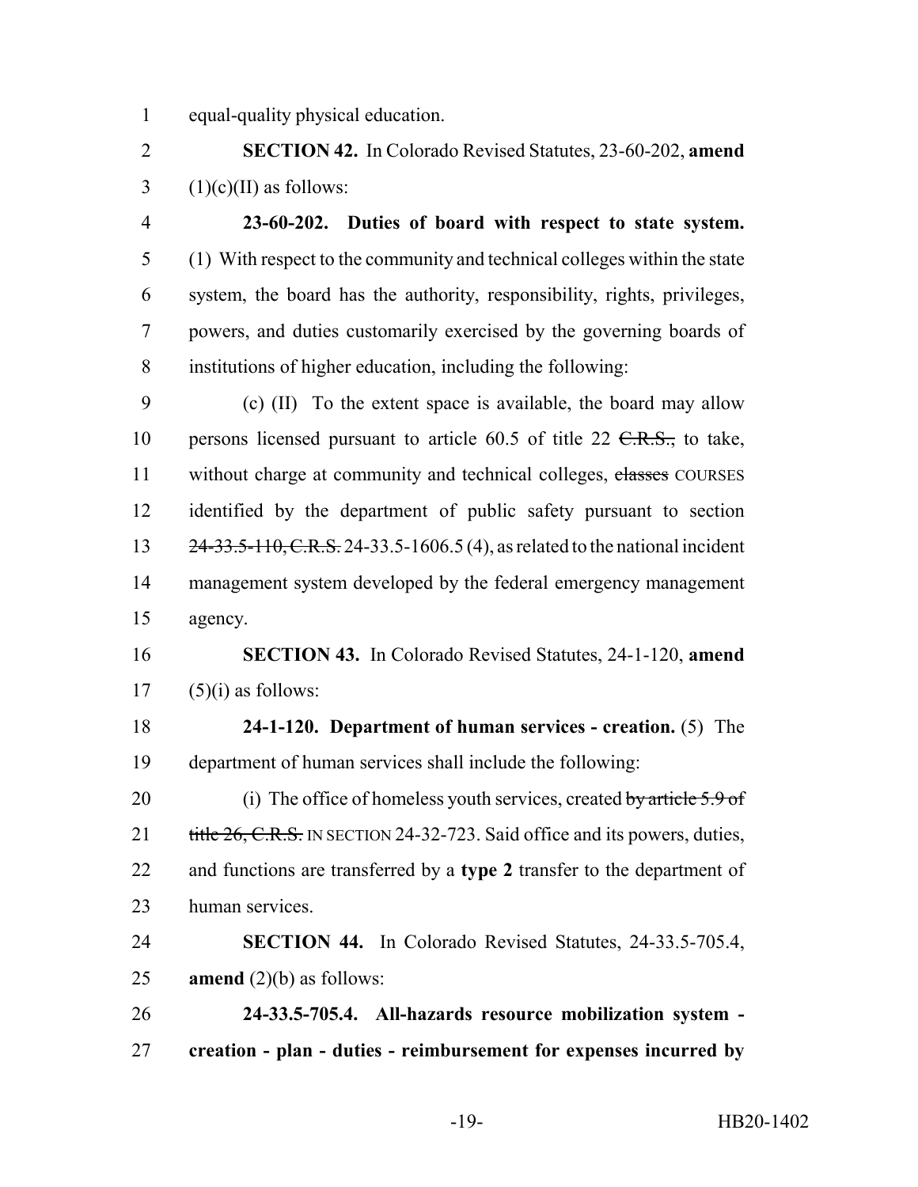equal-quality physical education.

**SECTION 42.** In Colorado Revised Statutes, 23-60-202, **amend** (1)(c)(II) as follows:

**23-60-202. Duties of board with respect to state system.** (1) With respect to the community and technical colleges within the state system, the board has the authority, responsibility, rights, privileges, powers, and duties customarily exercised by the governing boards of institutions of higher education, including the following:

(c) (II) To the extent space is available, the board may allow persons licensed pursuant to article 60.5 of title 22 ~~C.R.S.,~~ to take, without charge at community and technical colleges, ~~classes~~ COURSES identified by the department of public safety pursuant to section ~~24-33.5-110, C.R.S.~~ 24-33.5-1606.5 (4), as related to the national incident management system developed by the federal emergency management agency.

**SECTION 43.** In Colorado Revised Statutes, 24-1-120, **amend** (5)(i) as follows:

**24-1-120. Department of human services - creation.** (5) The department of human services shall include the following:

(i) The office of homeless youth services, created ~~by article 5.9 of title 26, C.R.S.~~ IN SECTION 24-32-723. Said office and its powers, duties, and functions are transferred by a **type 2** transfer to the department of human services.

**SECTION 44.** In Colorado Revised Statutes, 24-33.5-705.4, **amend** (2)(b) as follows:

**24-33.5-705.4. All-hazards resource mobilization system - creation - plan - duties - reimbursement for expenses incurred by**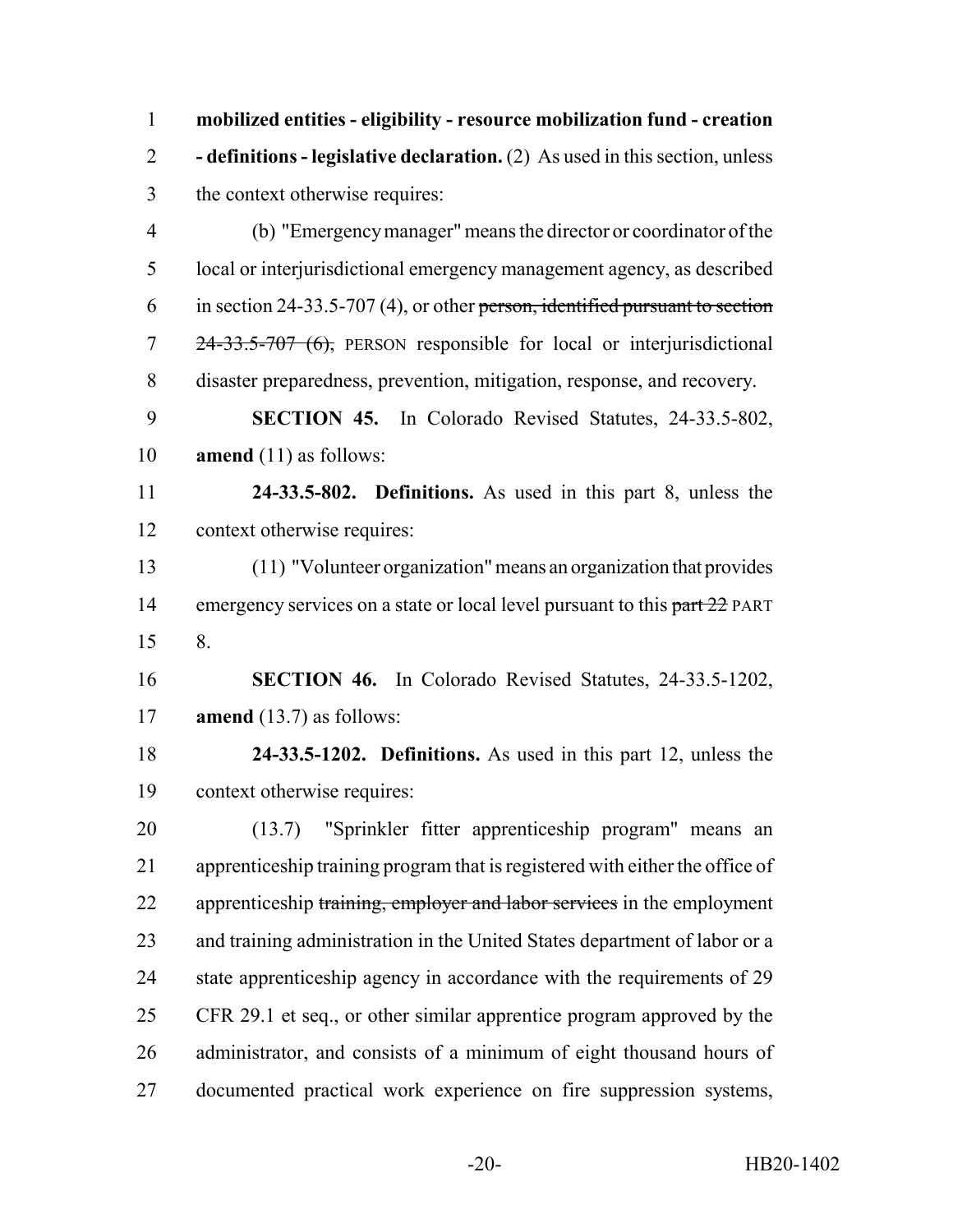**mobilized entities - eligibility - resource mobilization fund - creation - definitions - legislative declaration.** (2) As used in this section, unless the context otherwise requires:

(b) "Emergency manager" means the director or coordinator of the local or interjurisdictional emergency management agency, as described in section 24-33.5-707 (4), or other ~~person, identified pursuant to section 24-33.5-707 (6),~~ PERSON responsible for local or interjurisdictional disaster preparedness, prevention, mitigation, response, and recovery.

**SECTION 45.** In Colorado Revised Statutes, 24-33.5-802, **amend** (11) as follows:

**24-33.5-802. Definitions.** As used in this part 8, unless the context otherwise requires:

(11) "Volunteer organization" means an organization that provides emergency services on a state or local level pursuant to this ~~part 22~~ PART 8.

**SECTION 46.** In Colorado Revised Statutes, 24-33.5-1202, **amend** (13.7) as follows:

**24-33.5-1202. Definitions.** As used in this part 12, unless the context otherwise requires:

(13.7) "Sprinkler fitter apprenticeship program" means an apprenticeship training program that is registered with either the office of apprenticeship ~~training, employer and labor services~~ in the employment and training administration in the United States department of labor or a state apprenticeship agency in accordance with the requirements of 29 CFR 29.1 et seq., or other similar apprentice program approved by the administrator, and consists of a minimum of eight thousand hours of documented practical work experience on fire suppression systems,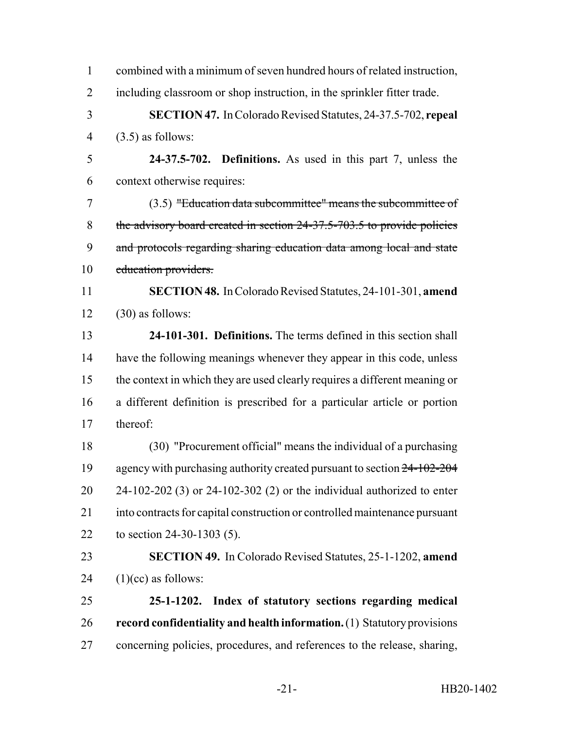combined with a minimum of seven hundred hours of related instruction, including classroom or shop instruction, in the sprinkler fitter trade.

**SECTION 47.** In Colorado Revised Statutes, 24-37.5-702, **repeal** (3.5) as follows:

**24-37.5-702. Definitions.** As used in this part 7, unless the context otherwise requires:

(3.5) ~~"Education data subcommittee" means the subcommittee of the advisory board created in section 24-37.5-703.5 to provide policies and protocols regarding sharing education data among local and state education providers.~~

**SECTION 48.** In Colorado Revised Statutes, 24-101-301, **amend** (30) as follows:

**24-101-301. Definitions.** The terms defined in this section shall have the following meanings whenever they appear in this code, unless the context in which they are used clearly requires a different meaning or a different definition is prescribed for a particular article or portion thereof:

(30) "Procurement official" means the individual of a purchasing agency with purchasing authority created pursuant to section ~~24-102-204~~ 24-102-202 (3) or 24-102-302 (2) or the individual authorized to enter into contracts for capital construction or controlled maintenance pursuant to section 24-30-1303 (5).

**SECTION 49.** In Colorado Revised Statutes, 25-1-1202, **amend** (1)(cc) as follows:

**25-1-1202. Index of statutory sections regarding medical record confidentiality and health information.** (1) Statutory provisions concerning policies, procedures, and references to the release, sharing,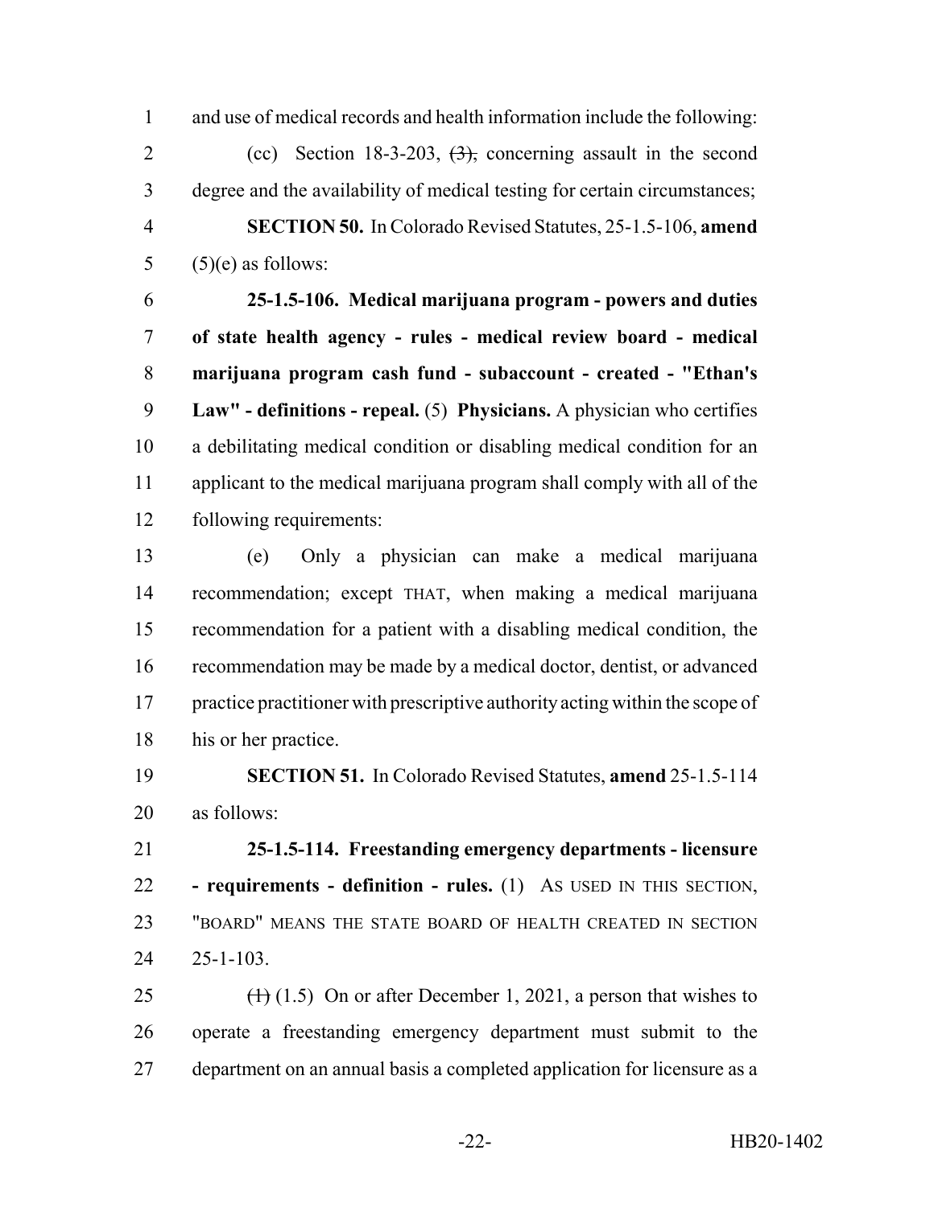and use of medical records and health information include the following:

(cc) Section 18-3-203, ~~(3),~~ concerning assault in the second degree and the availability of medical testing for certain circumstances;

**SECTION 50.** In Colorado Revised Statutes, 25-1.5-106, **amend** (5)(e) as follows:

**25-1.5-106. Medical marijuana program - powers and duties of state health agency - rules - medical review board - medical marijuana program cash fund - subaccount - created - "Ethan's Law" - definitions - repeal.** (5) **Physicians.** A physician who certifies a debilitating medical condition or disabling medical condition for an applicant to the medical marijuana program shall comply with all of the following requirements:

(e) Only a physician can make a medical marijuana recommendation; except THAT, when making a medical marijuana recommendation for a patient with a disabling medical condition, the recommendation may be made by a medical doctor, dentist, or advanced practice practitioner with prescriptive authority acting within the scope of his or her practice.

**SECTION 51.** In Colorado Revised Statutes, **amend** 25-1.5-114 as follows:

**25-1.5-114. Freestanding emergency departments - licensure - requirements - definition - rules.** (1) AS USED IN THIS SECTION, "BOARD" MEANS THE STATE BOARD OF HEALTH CREATED IN SECTION 25-1-103.

~~(1)~~ (1.5) On or after December 1, 2021, a person that wishes to operate a freestanding emergency department must submit to the department on an annual basis a completed application for licensure as a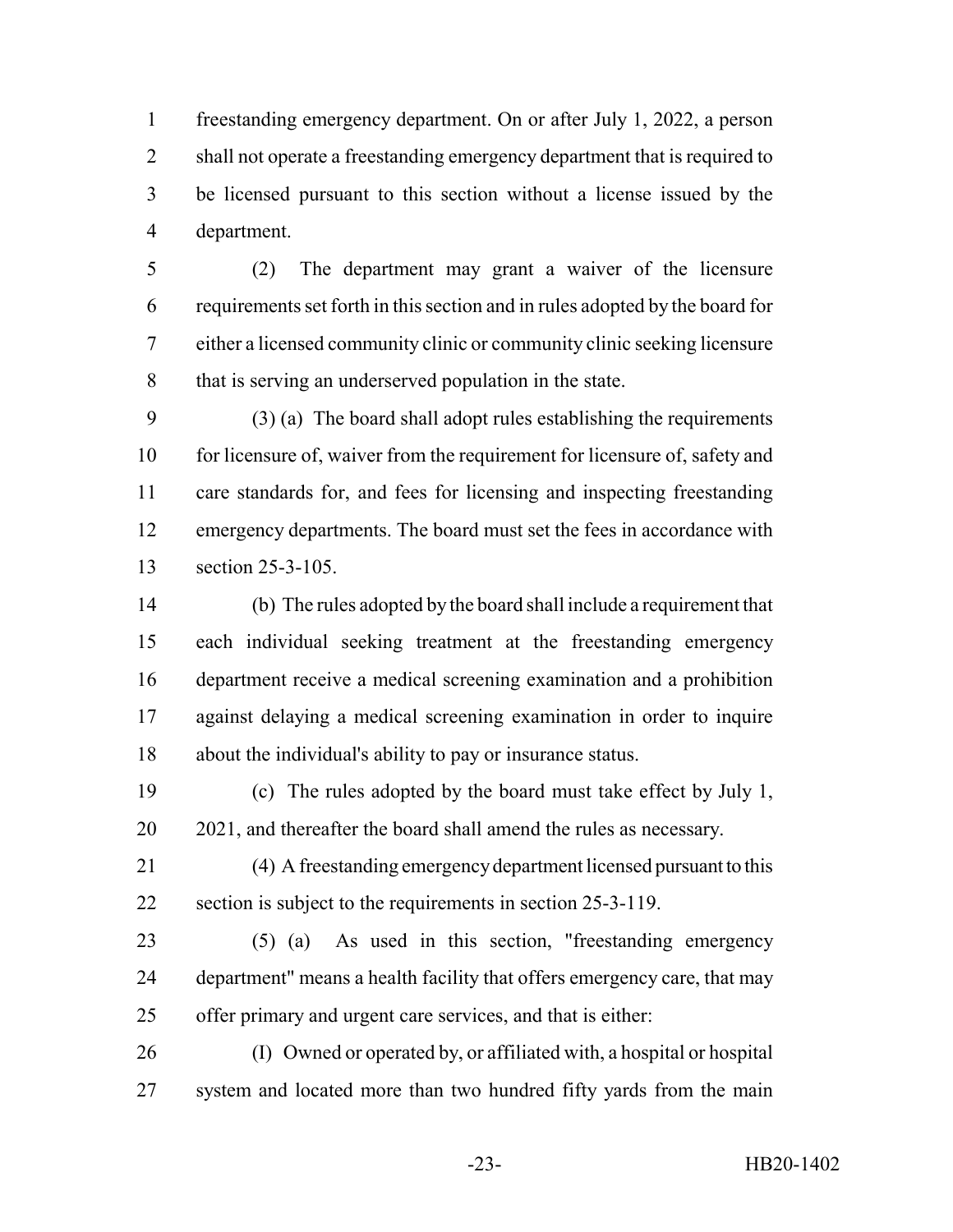freestanding emergency department. On or after July 1, 2022, a person shall not operate a freestanding emergency department that is required to be licensed pursuant to this section without a license issued by the department.

(2) The department may grant a waiver of the licensure requirements set forth in this section and in rules adopted by the board for either a licensed community clinic or community clinic seeking licensure that is serving an underserved population in the state.

(3) (a) The board shall adopt rules establishing the requirements for licensure of, waiver from the requirement for licensure of, safety and care standards for, and fees for licensing and inspecting freestanding emergency departments. The board must set the fees in accordance with section 25-3-105.

(b) The rules adopted by the board shall include a requirement that each individual seeking treatment at the freestanding emergency department receive a medical screening examination and a prohibition against delaying a medical screening examination in order to inquire about the individual's ability to pay or insurance status.

(c) The rules adopted by the board must take effect by July 1, 2021, and thereafter the board shall amend the rules as necessary.

(4) A freestanding emergency department licensed pursuant to this section is subject to the requirements in section 25-3-119.

(5) (a) As used in this section, "freestanding emergency department" means a health facility that offers emergency care, that may offer primary and urgent care services, and that is either:

(I) Owned or operated by, or affiliated with, a hospital or hospital system and located more than two hundred fifty yards from the main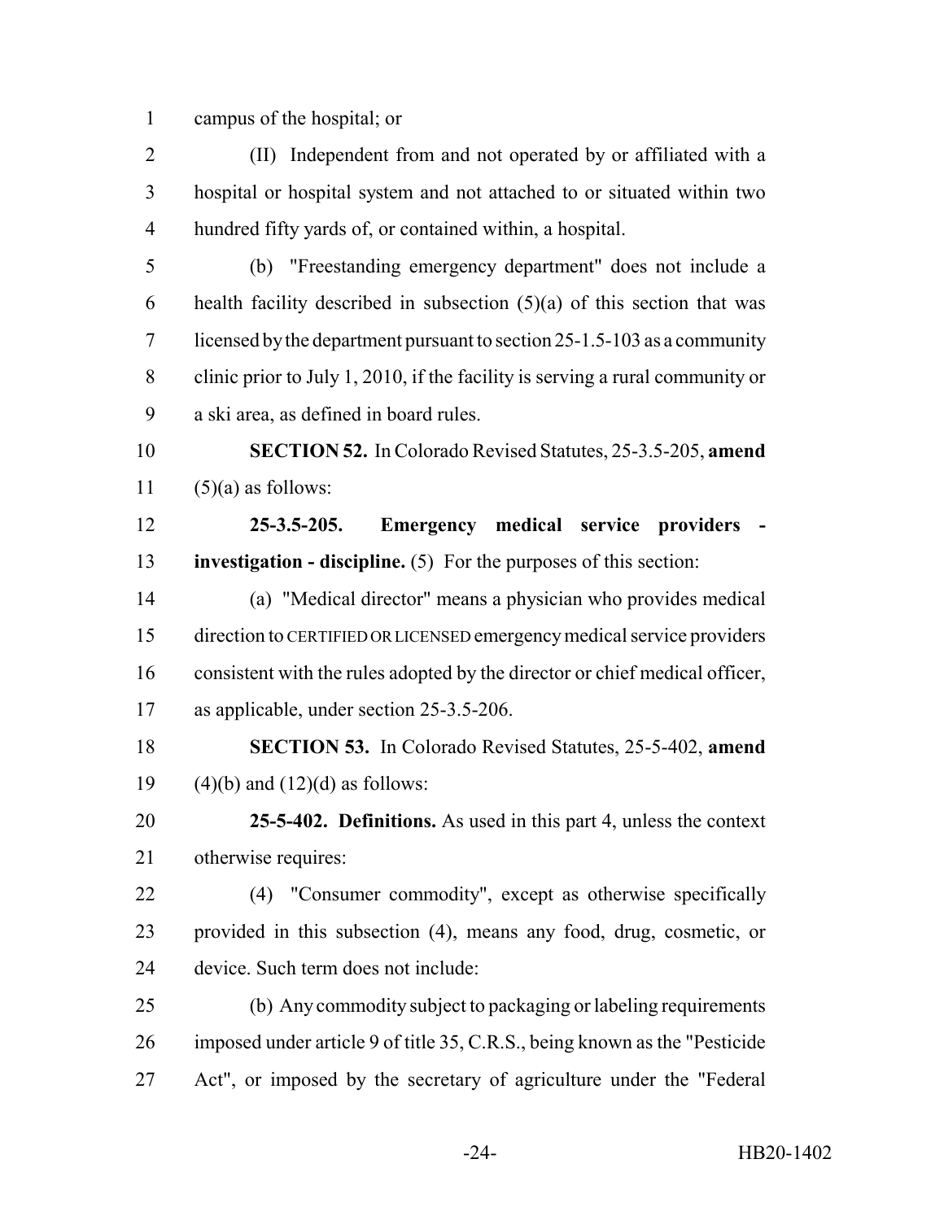campus of the hospital; or

(II) Independent from and not operated by or affiliated with a hospital or hospital system and not attached to or situated within two hundred fifty yards of, or contained within, a hospital.

(b) "Freestanding emergency department" does not include a health facility described in subsection (5)(a) of this section that was licensed by the department pursuant to section 25-1.5-103 as a community clinic prior to July 1, 2010, if the facility is serving a rural community or a ski area, as defined in board rules.

**SECTION 52.** In Colorado Revised Statutes, 25-3.5-205, **amend** (5)(a) as follows:

**25-3.5-205. Emergency medical service providers - investigation - discipline.** (5) For the purposes of this section:

(a) "Medical director" means a physician who provides medical direction to CERTIFIED OR LICENSED emergency medical service providers consistent with the rules adopted by the director or chief medical officer, as applicable, under section 25-3.5-206.

**SECTION 53.** In Colorado Revised Statutes, 25-5-402, **amend** (4)(b) and (12)(d) as follows:

**25-5-402. Definitions.** As used in this part 4, unless the context otherwise requires:

(4) "Consumer commodity", except as otherwise specifically provided in this subsection (4), means any food, drug, cosmetic, or device. Such term does not include:

(b) Any commodity subject to packaging or labeling requirements imposed under article 9 of title 35, C.R.S., being known as the "Pesticide Act", or imposed by the secretary of agriculture under the "Federal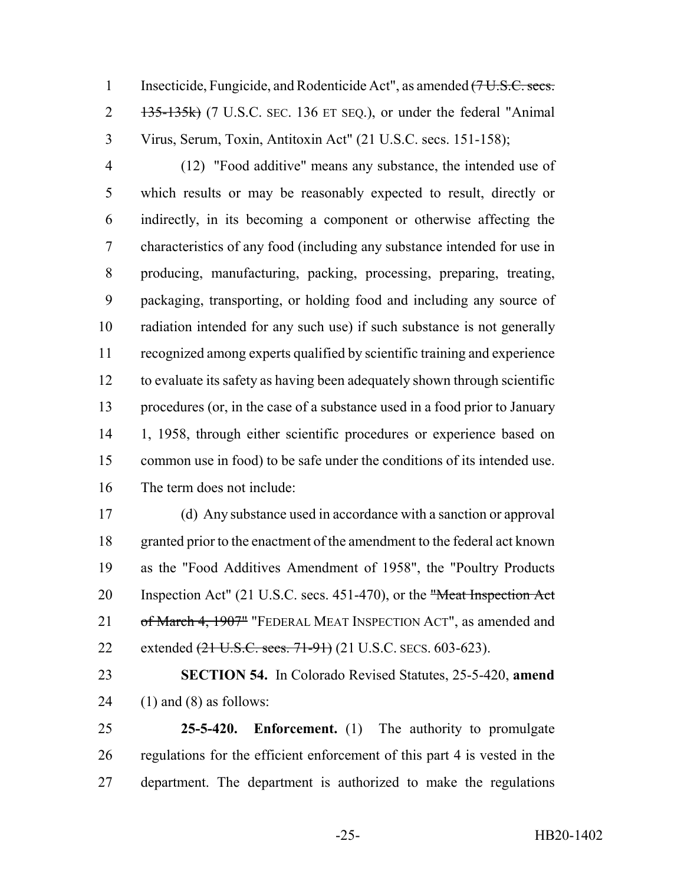Insecticide, Fungicide, and Rodenticide Act", as amended ~~(7 U.S.C. secs. 135-135k)~~ (7 U.S.C. SEC. 136 ET SEQ.), or under the federal "Animal Virus, Serum, Toxin, Antitoxin Act" (21 U.S.C. secs. 151-158);

(12) "Food additive" means any substance, the intended use of which results or may be reasonably expected to result, directly or indirectly, in its becoming a component or otherwise affecting the characteristics of any food (including any substance intended for use in producing, manufacturing, packing, processing, preparing, treating, packaging, transporting, or holding food and including any source of radiation intended for any such use) if such substance is not generally recognized among experts qualified by scientific training and experience to evaluate its safety as having been adequately shown through scientific procedures (or, in the case of a substance used in a food prior to January 1, 1958, through either scientific procedures or experience based on common use in food) to be safe under the conditions of its intended use. The term does not include:

(d) Any substance used in accordance with a sanction or approval granted prior to the enactment of the amendment to the federal act known as the "Food Additives Amendment of 1958", the "Poultry Products Inspection Act" (21 U.S.C. secs. 451-470), or the ~~"Meat Inspection Act of March 4, 1907"~~ "FEDERAL MEAT INSPECTION ACT", as amended and extended ~~(21 U.S.C. secs. 71-91)~~ (21 U.S.C. SECS. 603-623).

**SECTION 54.** In Colorado Revised Statutes, 25-5-420, **amend** (1) and (8) as follows:

**25-5-420. Enforcement.** (1) The authority to promulgate regulations for the efficient enforcement of this part 4 is vested in the department. The department is authorized to make the regulations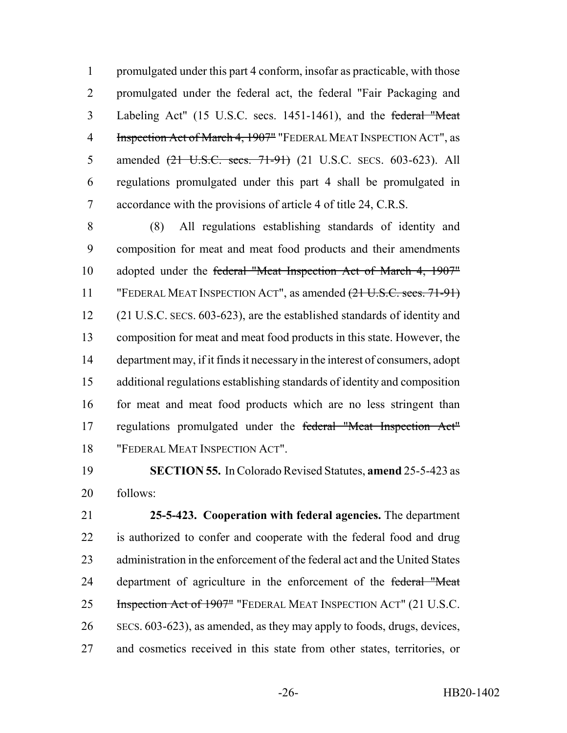promulgated under this part 4 conform, insofar as practicable, with those promulgated under the federal act, the federal "Fair Packaging and Labeling Act" (15 U.S.C. secs. 1451-1461), and the ~~federal "Meat Inspection Act of March 4, 1907"~~ "FEDERAL MEAT INSPECTION ACT", as amended ~~(21 U.S.C. secs. 71-91)~~ (21 U.S.C. SECS. 603-623). All regulations promulgated under this part 4 shall be promulgated in accordance with the provisions of article 4 of title 24, C.R.S.

(8) All regulations establishing standards of identity and composition for meat and meat food products and their amendments adopted under the ~~federal "Meat Inspection Act of March 4, 1907"~~ "FEDERAL MEAT INSPECTION ACT", as amended ~~(21 U.S.C. secs. 71-91)~~ (21 U.S.C. SECS. 603-623), are the established standards of identity and composition for meat and meat food products in this state. However, the department may, if it finds it necessary in the interest of consumers, adopt additional regulations establishing standards of identity and composition for meat and meat food products which are no less stringent than regulations promulgated under the ~~federal "Meat Inspection Act"~~ "FEDERAL MEAT INSPECTION ACT".

**SECTION 55.** In Colorado Revised Statutes, **amend** 25-5-423 as follows:

**25-5-423. Cooperation with federal agencies.** The department is authorized to confer and cooperate with the federal food and drug administration in the enforcement of the federal act and the United States department of agriculture in the enforcement of the ~~federal "Meat Inspection Act of 1907"~~ "FEDERAL MEAT INSPECTION ACT" (21 U.S.C. SECS. 603-623), as amended, as they may apply to foods, drugs, devices, and cosmetics received in this state from other states, territories, or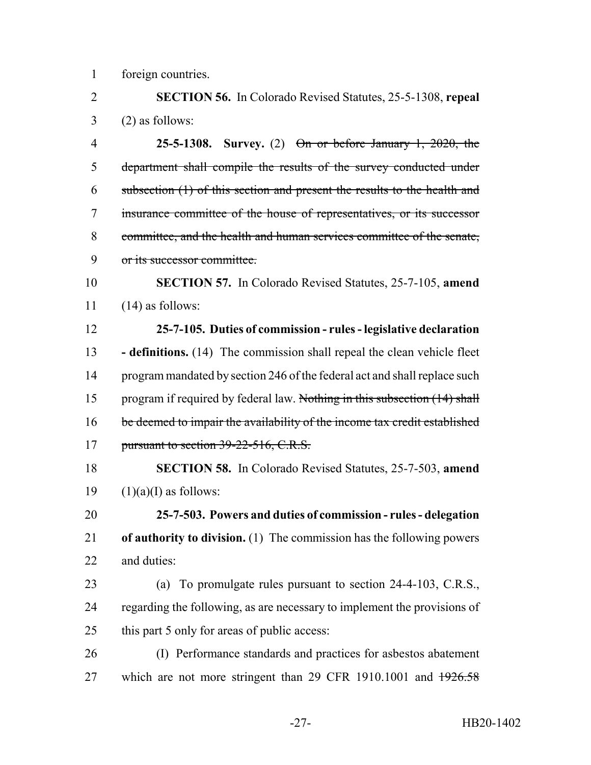foreign countries.

**SECTION 56.** In Colorado Revised Statutes, 25-5-1308, **repeal** (2) as follows:

**25-5-1308. Survey.** (2) ~~On or before January 1, 2020, the department shall compile the results of the survey conducted under subsection (1) of this section and present the results to the health and insurance committee of the house of representatives, or its successor committee, and the health and human services committee of the senate, or its successor committee.~~

**SECTION 57.** In Colorado Revised Statutes, 25-7-105, **amend** (14) as follows:

**25-7-105. Duties of commission - rules - legislative declaration - definitions.** (14) The commission shall repeal the clean vehicle fleet program mandated by section 246 of the federal act and shall replace such program if required by federal law. ~~Nothing in this subsection (14) shall be deemed to impair the availability of the income tax credit established pursuant to section 39-22-516, C.R.S.~~

**SECTION 58.** In Colorado Revised Statutes, 25-7-503, **amend** (1)(a)(I) as follows:

**25-7-503. Powers and duties of commission - rules - delegation of authority to division.** (1) The commission has the following powers and duties:

(a) To promulgate rules pursuant to section 24-4-103, C.R.S., regarding the following, as are necessary to implement the provisions of this part 5 only for areas of public access:

(I) Performance standards and practices for asbestos abatement which are not more stringent than 29 CFR 1910.1001 and ~~1926.58~~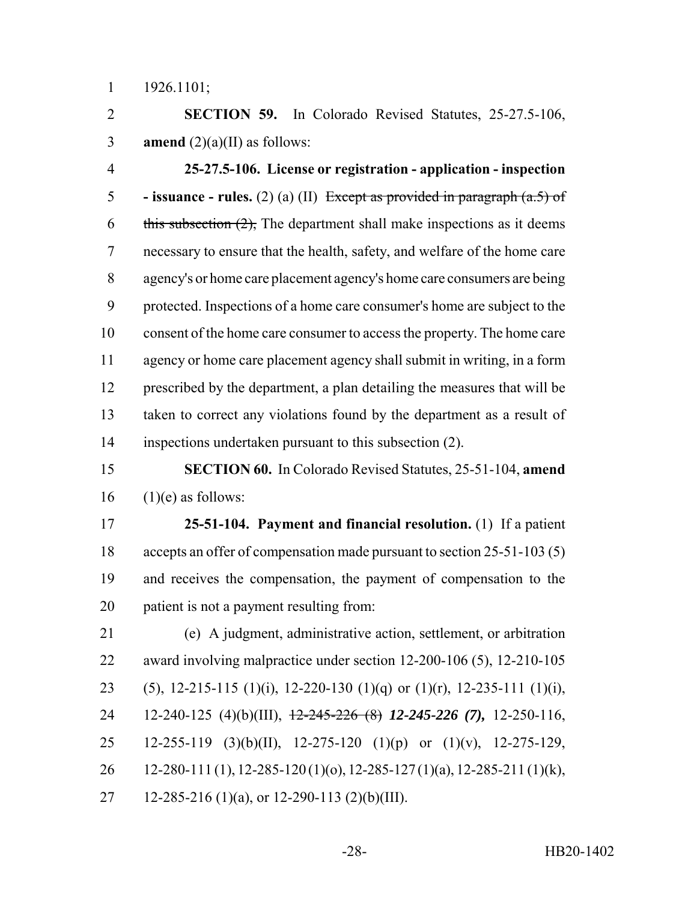1926.1101;

**SECTION 59.** In Colorado Revised Statutes, 25-27.5-106, **amend** (2)(a)(II) as follows:

**25-27.5-106. License or registration - application - inspection - issuance - rules.** (2) (a) (II) ~~Except as provided in paragraph (a.5) of this subsection (2),~~ The department shall make inspections as it deems necessary to ensure that the health, safety, and welfare of the home care agency's or home care placement agency's home care consumers are being protected. Inspections of a home care consumer's home are subject to the consent of the home care consumer to access the property. The home care agency or home care placement agency shall submit in writing, in a form prescribed by the department, a plan detailing the measures that will be taken to correct any violations found by the department as a result of inspections undertaken pursuant to this subsection (2).

**SECTION 60.** In Colorado Revised Statutes, 25-51-104, **amend** (1)(e) as follows:

**25-51-104. Payment and financial resolution.** (1) If a patient accepts an offer of compensation made pursuant to section 25-51-103 (5) and receives the compensation, the payment of compensation to the patient is not a payment resulting from:

(e) A judgment, administrative action, settlement, or arbitration award involving malpractice under section 12-200-106 (5), 12-210-105 (5), 12-215-115 (1)(i), 12-220-130 (1)(q) or (1)(r), 12-235-111 (1)(i), 12-240-125 (4)(b)(III), ~~12-245-226 (8)~~ ***12-245-226 (7),*** 12-250-116, 12-255-119 (3)(b)(II), 12-275-120 (1)(p) or (1)(v), 12-275-129, 12-280-111 (1), 12-285-120 (1)(o), 12-285-127 (1)(a), 12-285-211 (1)(k), 12-285-216 (1)(a), or 12-290-113 (2)(b)(III).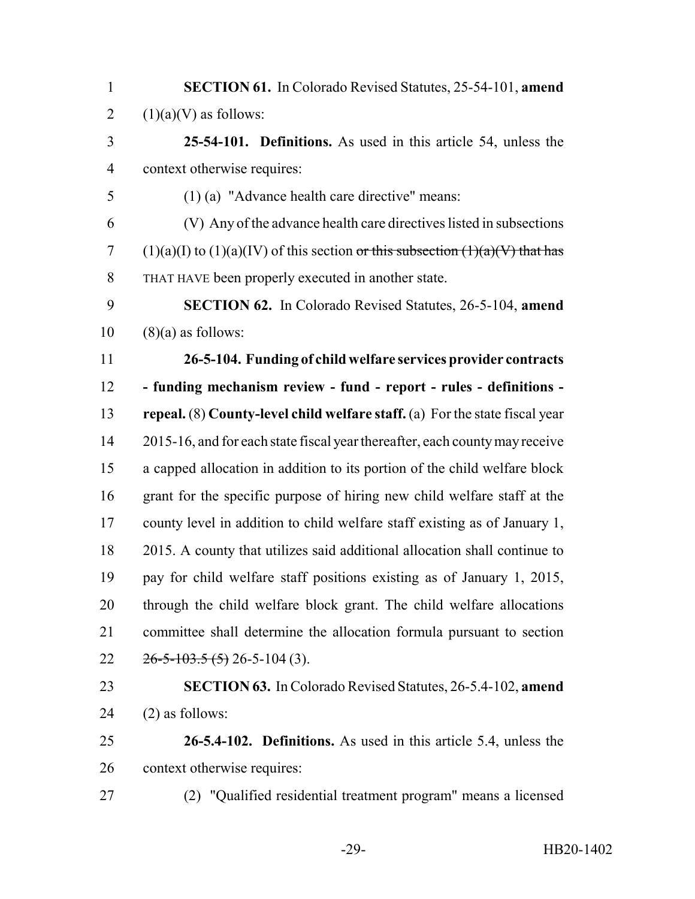**SECTION 61.** In Colorado Revised Statutes, 25-54-101, **amend** (1)(a)(V) as follows:

**25-54-101. Definitions.** As used in this article 54, unless the context otherwise requires:

(1) (a) "Advance health care directive" means:

(V) Any of the advance health care directives listed in subsections (1)(a)(I) to (1)(a)(IV) of this section ~~or this subsection (1)(a)(V) that has~~ THAT HAVE been properly executed in another state.

**SECTION 62.** In Colorado Revised Statutes, 26-5-104, **amend** (8)(a) as follows:

**26-5-104. Funding of child welfare services provider contracts - funding mechanism review - fund - report - rules - definitions - repeal.** (8) **County-level child welfare staff.** (a) For the state fiscal year 2015-16, and for each state fiscal year thereafter, each county may receive a capped allocation in addition to its portion of the child welfare block grant for the specific purpose of hiring new child welfare staff at the county level in addition to child welfare staff existing as of January 1, 2015. A county that utilizes said additional allocation shall continue to pay for child welfare staff positions existing as of January 1, 2015, through the child welfare block grant. The child welfare allocations committee shall determine the allocation formula pursuant to section ~~26-5-103.5 (5)~~ 26-5-104 (3).

**SECTION 63.** In Colorado Revised Statutes, 26-5.4-102, **amend** (2) as follows:

**26-5.4-102. Definitions.** As used in this article 5.4, unless the context otherwise requires:

(2) "Qualified residential treatment program" means a licensed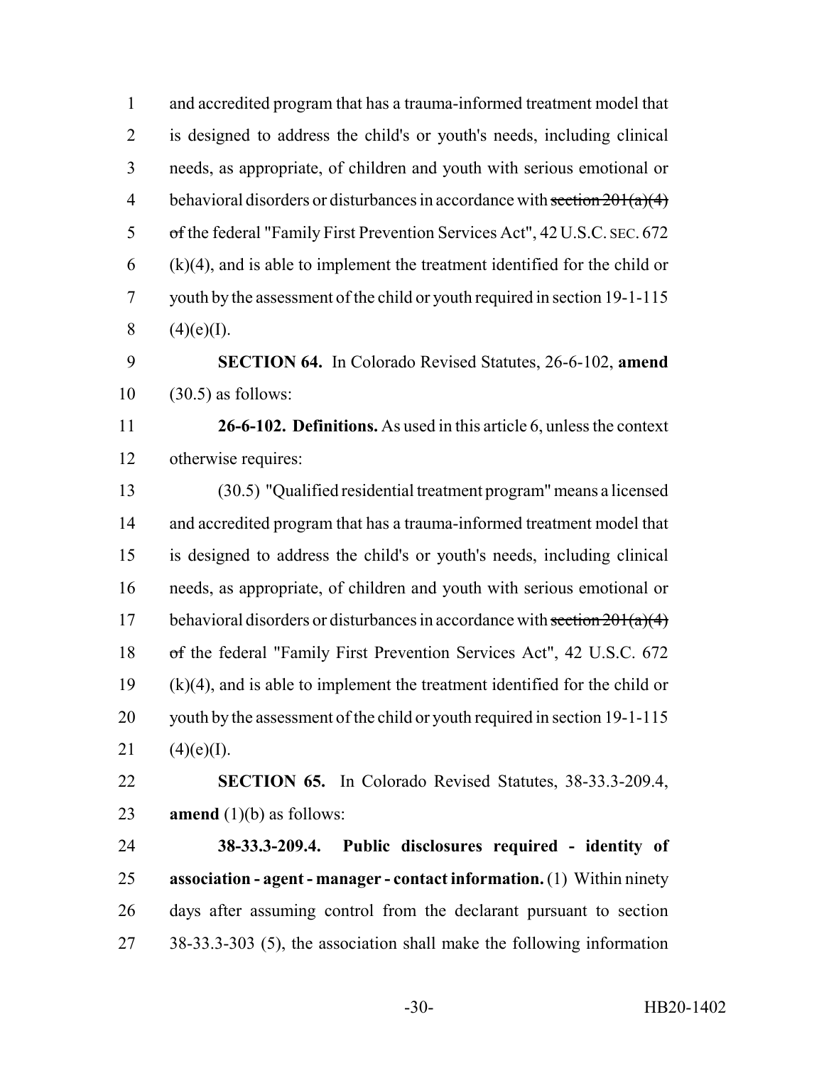and accredited program that has a trauma-informed treatment model that is designed to address the child's or youth's needs, including clinical needs, as appropriate, of children and youth with serious emotional or behavioral disorders or disturbances in accordance with ~~section 201(a)(4) of~~ the federal "Family First Prevention Services Act", 42 U.S.C. SEC. 672 (k)(4), and is able to implement the treatment identified for the child or youth by the assessment of the child or youth required in section 19-1-115 (4)(e)(I).

**SECTION 64.** In Colorado Revised Statutes, 26-6-102, **amend** (30.5) as follows:

**26-6-102. Definitions.** As used in this article 6, unless the context otherwise requires:

(30.5) "Qualified residential treatment program" means a licensed and accredited program that has a trauma-informed treatment model that is designed to address the child's or youth's needs, including clinical needs, as appropriate, of children and youth with serious emotional or behavioral disorders or disturbances in accordance with ~~section 201(a)(4) of~~ the federal "Family First Prevention Services Act", 42 U.S.C. 672 (k)(4), and is able to implement the treatment identified for the child or youth by the assessment of the child or youth required in section 19-1-115 (4)(e)(I).

**SECTION 65.** In Colorado Revised Statutes, 38-33.3-209.4, **amend** (1)(b) as follows:

**38-33.3-209.4. Public disclosures required - identity of association - agent - manager - contact information.** (1) Within ninety days after assuming control from the declarant pursuant to section 38-33.3-303 (5), the association shall make the following information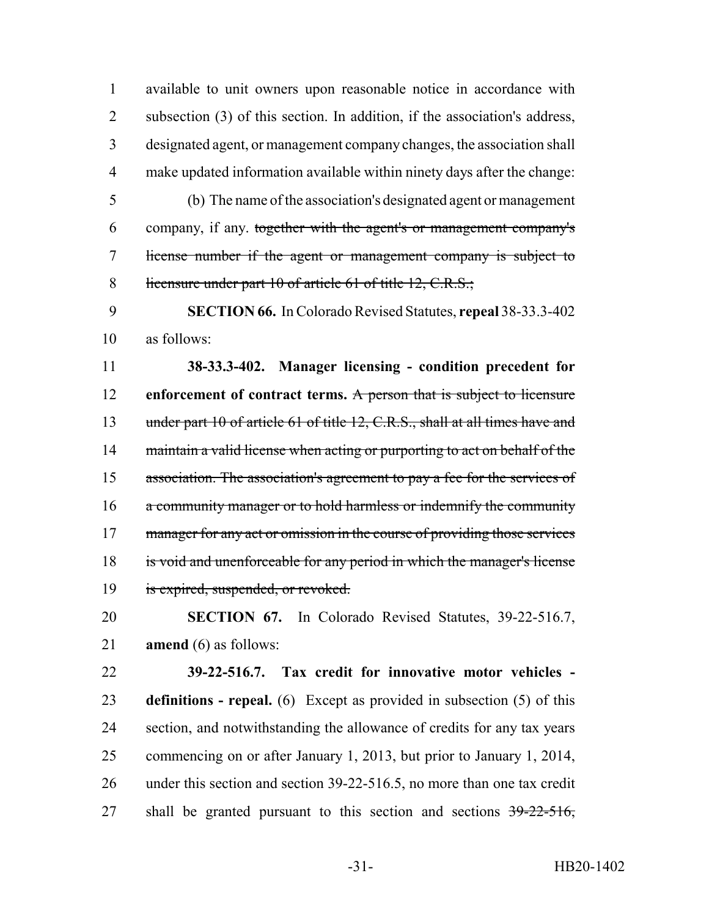available to unit owners upon reasonable notice in accordance with subsection (3) of this section. In addition, if the association's address, designated agent, or management company changes, the association shall make updated information available within ninety days after the change:

(b) The name of the association's designated agent or management company, if any. ~~together with the agent's or management company's license number if the agent or management company is subject to licensure under part 10 of article 61 of title 12, C.R.S.;~~

**SECTION 66.** In Colorado Revised Statutes, **repeal** 38-33.3-402 as follows:

**38-33.3-402. Manager licensing - condition precedent for enforcement of contract terms.** ~~A person that is subject to licensure under part 10 of article 61 of title 12, C.R.S., shall at all times have and maintain a valid license when acting or purporting to act on behalf of the association. The association's agreement to pay a fee for the services of a community manager or to hold harmless or indemnify the community manager for any act or omission in the course of providing those services is void and unenforceable for any period in which the manager's license is expired, suspended, or revoked.~~

**SECTION 67.** In Colorado Revised Statutes, 39-22-516.7, **amend** (6) as follows:

**39-22-516.7. Tax credit for innovative motor vehicles - definitions - repeal.** (6) Except as provided in subsection (5) of this section, and notwithstanding the allowance of credits for any tax years commencing on or after January 1, 2013, but prior to January 1, 2014, under this section and section 39-22-516.5, no more than one tax credit shall be granted pursuant to this section and sections ~~39-22-516,~~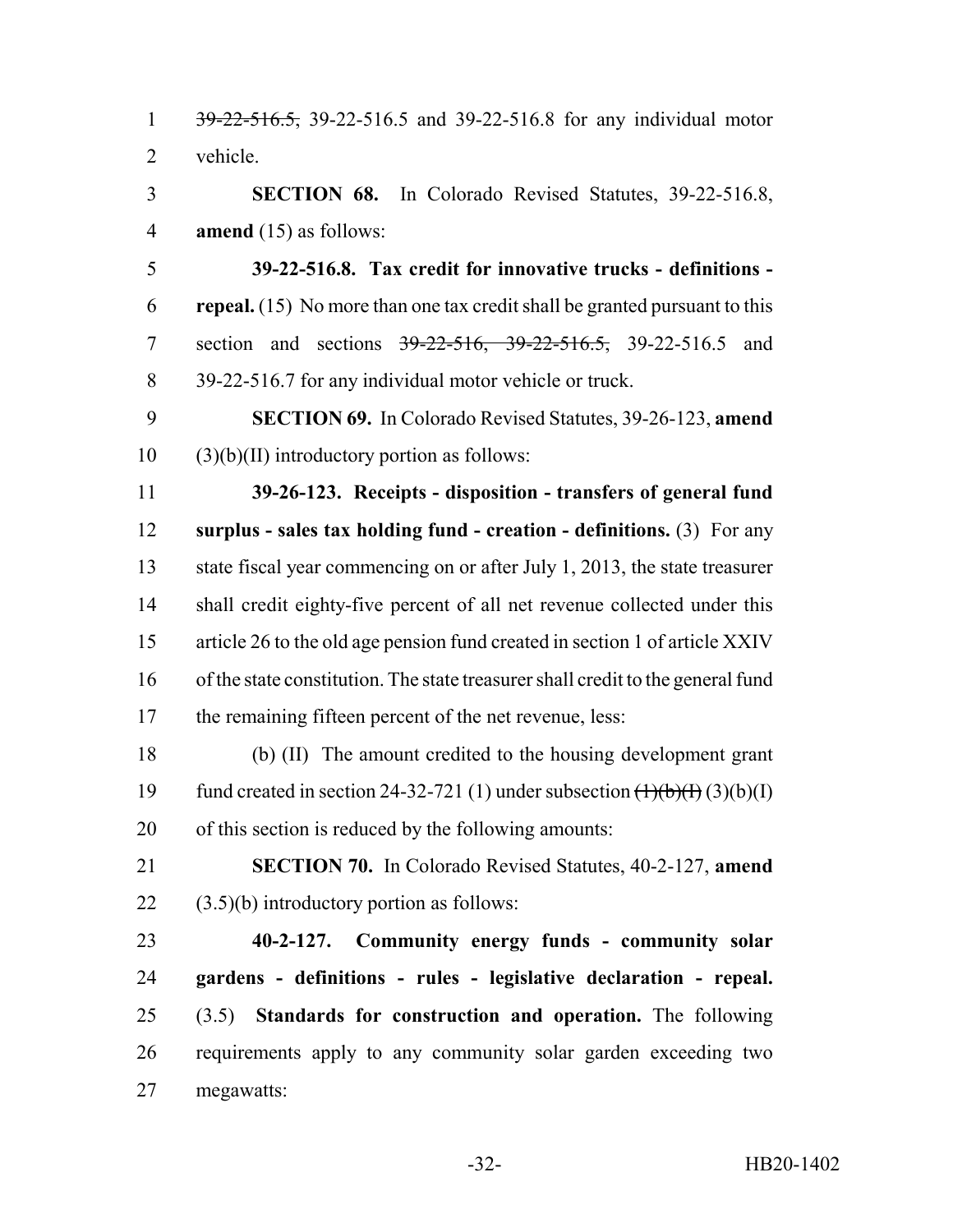39-22-516.5, 39-22-516.5 and 39-22-516.8 for any individual motor vehicle.

**SECTION 68.** In Colorado Revised Statutes, 39-22-516.8, **amend** (15) as follows:

**39-22-516.8. Tax credit for innovative trucks - definitions - repeal.** (15) No more than one tax credit shall be granted pursuant to this section and sections 39-22-516, 39-22-516.5, 39-22-516.5 and 39-22-516.7 for any individual motor vehicle or truck.

**SECTION 69.** In Colorado Revised Statutes, 39-26-123, **amend** (3)(b)(II) introductory portion as follows:

**39-26-123. Receipts - disposition - transfers of general fund surplus - sales tax holding fund - creation - definitions.** (3) For any state fiscal year commencing on or after July 1, 2013, the state treasurer shall credit eighty-five percent of all net revenue collected under this article 26 to the old age pension fund created in section 1 of article XXIV of the state constitution. The state treasurer shall credit to the general fund the remaining fifteen percent of the net revenue, less:

(b) (II) The amount credited to the housing development grant fund created in section 24-32-721 (1) under subsection (1)(b)(I) (3)(b)(I) of this section is reduced by the following amounts:

**SECTION 70.** In Colorado Revised Statutes, 40-2-127, **amend** (3.5)(b) introductory portion as follows:

**40-2-127. Community energy funds - community solar gardens - definitions - rules - legislative declaration - repeal.** (3.5) **Standards for construction and operation.** The following requirements apply to any community solar garden exceeding two megawatts: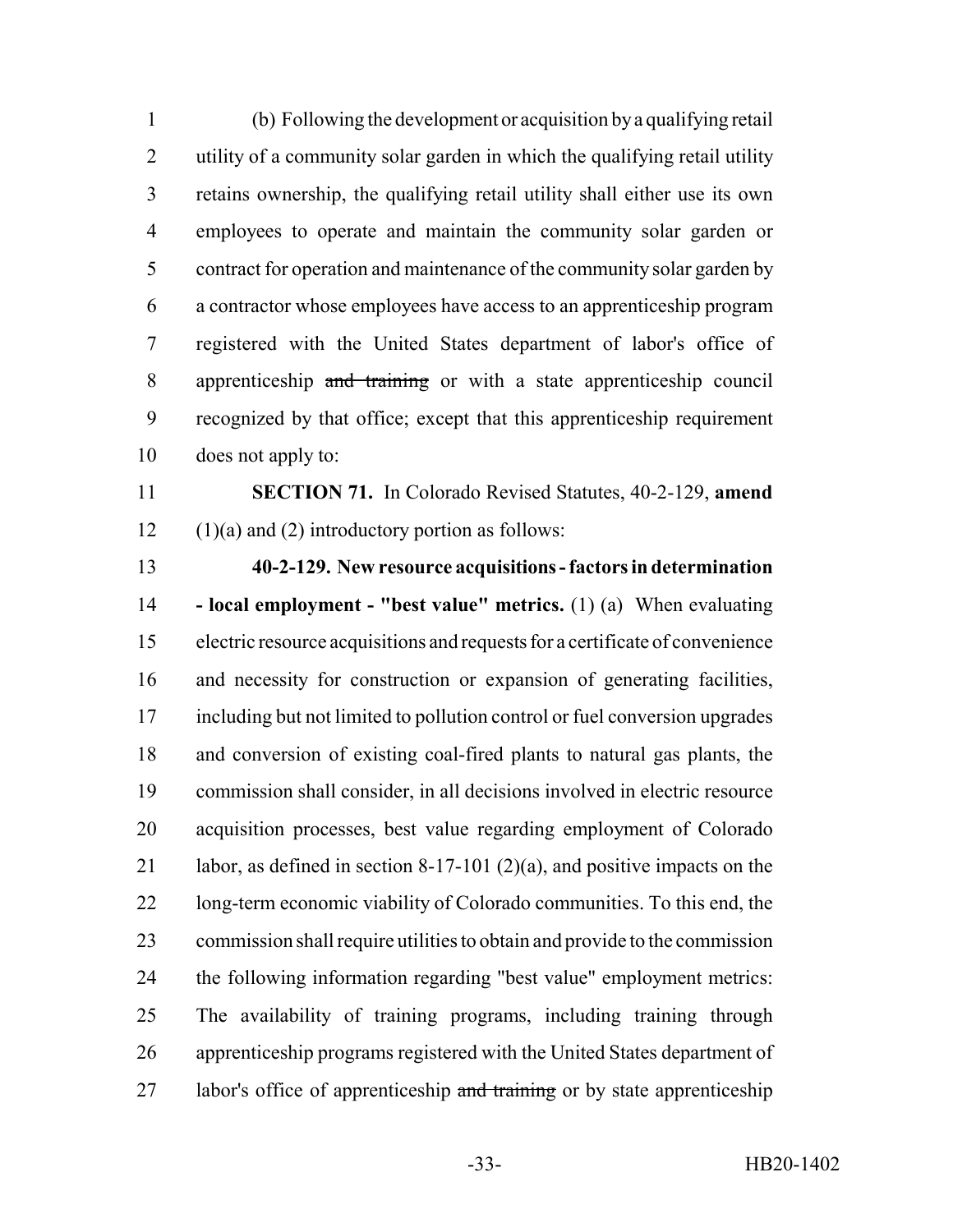(b) Following the development or acquisition by a qualifying retail utility of a community solar garden in which the qualifying retail utility retains ownership, the qualifying retail utility shall either use its own employees to operate and maintain the community solar garden or contract for operation and maintenance of the community solar garden by a contractor whose employees have access to an apprenticeship program registered with the United States department of labor's office of apprenticeship ~~and training~~ or with a state apprenticeship council recognized by that office; except that this apprenticeship requirement does not apply to:

**SECTION 71.** In Colorado Revised Statutes, 40-2-129, **amend** (1)(a) and (2) introductory portion as follows:

**40-2-129. New resource acquisitions - factors in determination - local employment - "best value" metrics.** (1) (a) When evaluating electric resource acquisitions and requests for a certificate of convenience and necessity for construction or expansion of generating facilities, including but not limited to pollution control or fuel conversion upgrades and conversion of existing coal-fired plants to natural gas plants, the commission shall consider, in all decisions involved in electric resource acquisition processes, best value regarding employment of Colorado labor, as defined in section 8-17-101 (2)(a), and positive impacts on the long-term economic viability of Colorado communities. To this end, the commission shall require utilities to obtain and provide to the commission the following information regarding "best value" employment metrics: The availability of training programs, including training through apprenticeship programs registered with the United States department of labor's office of apprenticeship ~~and training~~ or by state apprenticeship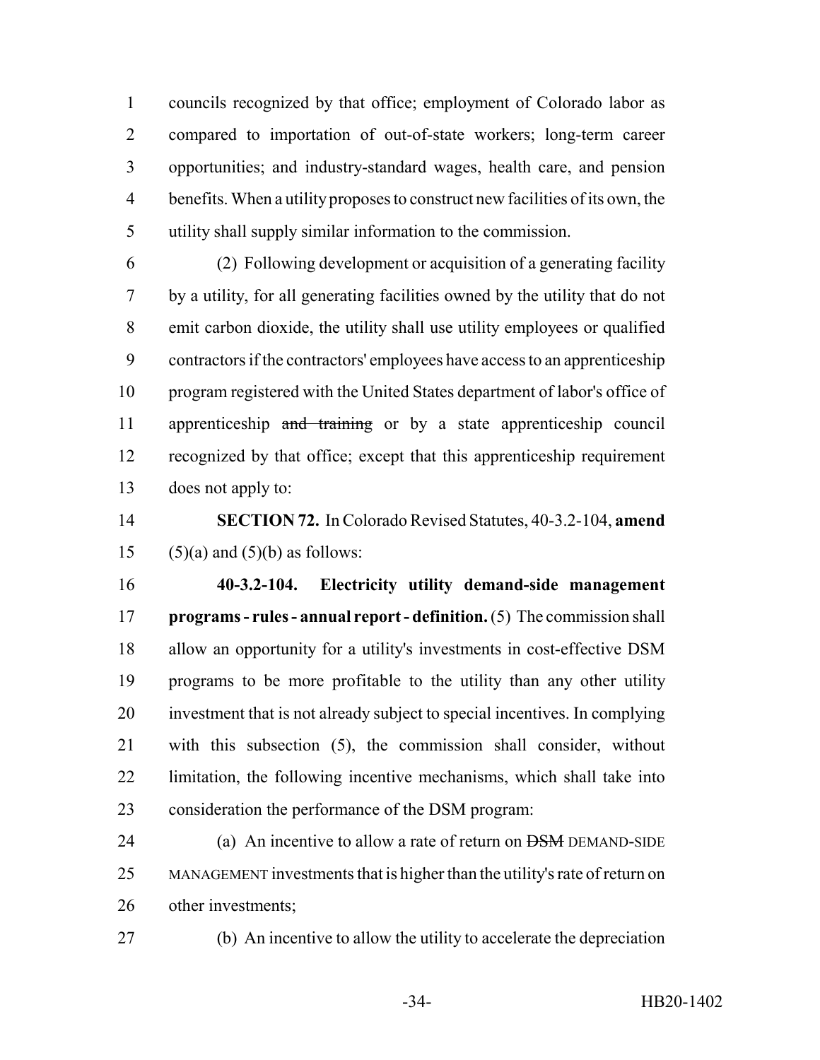councils recognized by that office; employment of Colorado labor as compared to importation of out-of-state workers; long-term career opportunities; and industry-standard wages, health care, and pension benefits. When a utility proposes to construct new facilities of its own, the utility shall supply similar information to the commission.

(2) Following development or acquisition of a generating facility by a utility, for all generating facilities owned by the utility that do not emit carbon dioxide, the utility shall use utility employees or qualified contractors if the contractors' employees have access to an apprenticeship program registered with the United States department of labor's office of apprenticeship ~~and training~~ or by a state apprenticeship council recognized by that office; except that this apprenticeship requirement does not apply to:

**SECTION 72.** In Colorado Revised Statutes, 40-3.2-104, **amend** (5)(a) and (5)(b) as follows:

**40-3.2-104. Electricity utility demand-side management programs - rules - annual report - definition.** (5) The commission shall allow an opportunity for a utility's investments in cost-effective DSM programs to be more profitable to the utility than any other utility investment that is not already subject to special incentives. In complying with this subsection (5), the commission shall consider, without limitation, the following incentive mechanisms, which shall take into consideration the performance of the DSM program:

(a) An incentive to allow a rate of return on ~~DSM~~ DEMAND-SIDE MANAGEMENT investments that is higher than the utility's rate of return on other investments;

(b) An incentive to allow the utility to accelerate the depreciation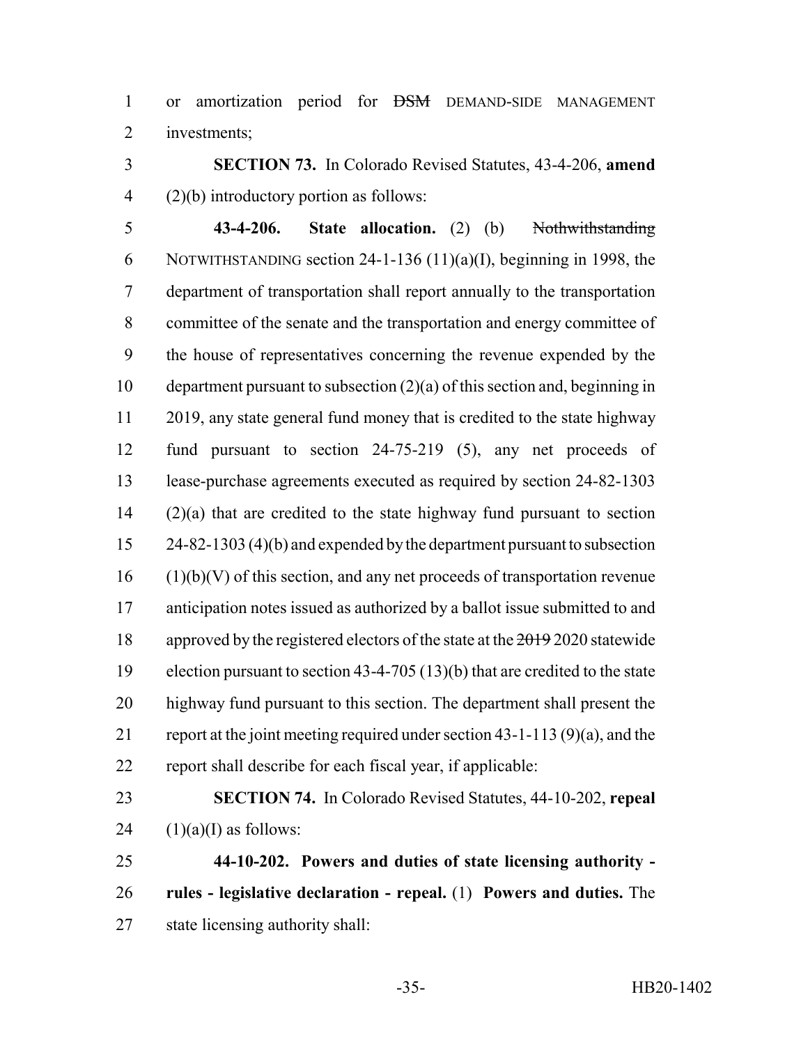or amortization period for ~~DSM~~ DEMAND-SIDE MANAGEMENT investments;

**SECTION 73.** In Colorado Revised Statutes, 43-4-206, **amend** (2)(b) introductory portion as follows:

**43-4-206. State allocation.** (2) (b) ~~Nothwithstanding~~ NOTWITHSTANDING section 24-1-136 (11)(a)(I), beginning in 1998, the department of transportation shall report annually to the transportation committee of the senate and the transportation and energy committee of the house of representatives concerning the revenue expended by the department pursuant to subsection (2)(a) of this section and, beginning in 2019, any state general fund money that is credited to the state highway fund pursuant to section 24-75-219 (5), any net proceeds of lease-purchase agreements executed as required by section 24-82-1303 (2)(a) that are credited to the state highway fund pursuant to section 24-82-1303 (4)(b) and expended by the department pursuant to subsection (1)(b)(V) of this section, and any net proceeds of transportation revenue anticipation notes issued as authorized by a ballot issue submitted to and approved by the registered electors of the state at the ~~2019~~ 2020 statewide election pursuant to section 43-4-705 (13)(b) that are credited to the state highway fund pursuant to this section. The department shall present the report at the joint meeting required under section 43-1-113 (9)(a), and the report shall describe for each fiscal year, if applicable:

**SECTION 74.** In Colorado Revised Statutes, 44-10-202, **repeal** (1)(a)(I) as follows:

**44-10-202. Powers and duties of state licensing authority - rules - legislative declaration - repeal.** (1) **Powers and duties.** The state licensing authority shall: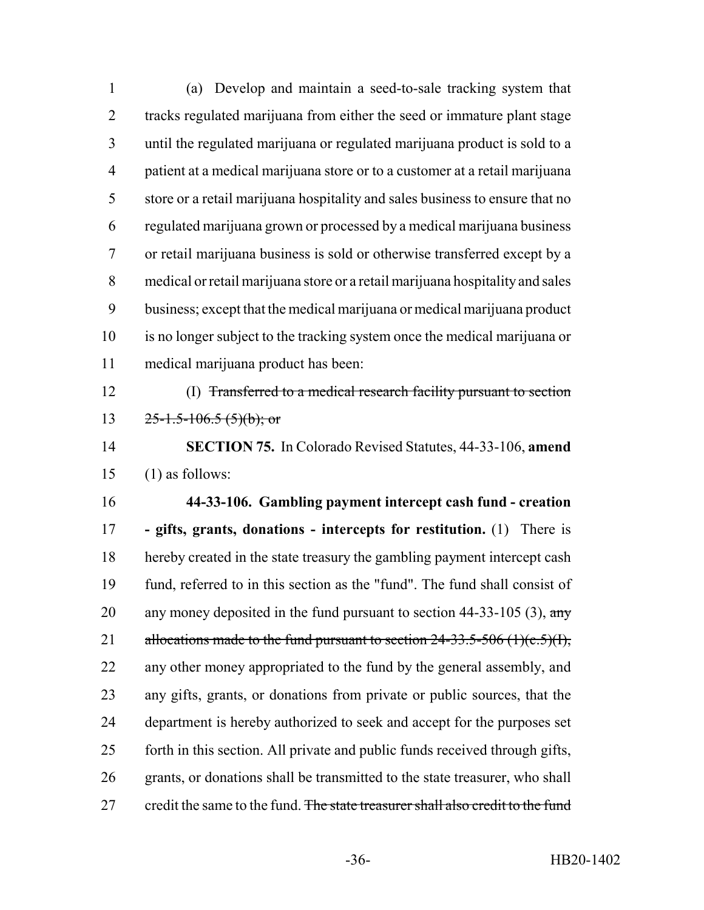(a) Develop and maintain a seed-to-sale tracking system that tracks regulated marijuana from either the seed or immature plant stage until the regulated marijuana or regulated marijuana product is sold to a patient at a medical marijuana store or to a customer at a retail marijuana store or a retail marijuana hospitality and sales business to ensure that no regulated marijuana grown or processed by a medical marijuana business or retail marijuana business is sold or otherwise transferred except by a medical or retail marijuana store or a retail marijuana hospitality and sales business; except that the medical marijuana or medical marijuana product is no longer subject to the tracking system once the medical marijuana or medical marijuana product has been:

(I) ~~Transferred to a medical research facility pursuant to section 25-1.5-106.5 (5)(b); or~~

**SECTION 75.** In Colorado Revised Statutes, 44-33-106, **amend** (1) as follows:

**44-33-106. Gambling payment intercept cash fund - creation - gifts, grants, donations - intercepts for restitution.** (1) There is hereby created in the state treasury the gambling payment intercept cash fund, referred to in this section as the "fund". The fund shall consist of any money deposited in the fund pursuant to section 44-33-105 (3), ~~any allocations made to the fund pursuant to section 24-33.5-506 (1)(c.5)(I),~~ any other money appropriated to the fund by the general assembly, and any gifts, grants, or donations from private or public sources, that the department is hereby authorized to seek and accept for the purposes set forth in this section. All private and public funds received through gifts, grants, or donations shall be transmitted to the state treasurer, who shall credit the same to the fund. ~~The state treasurer shall also credit to the fund~~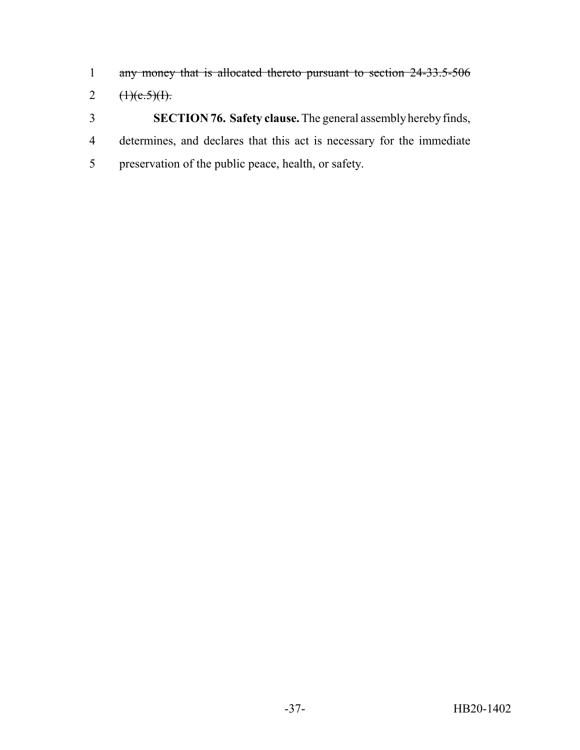~~any money that is allocated thereto pursuant to section 24-33.5-506 (1)(c.5)(I).~~

**SECTION 76. Safety clause.** The general assembly hereby finds, determines, and declares that this act is necessary for the immediate preservation of the public peace, health, or safety.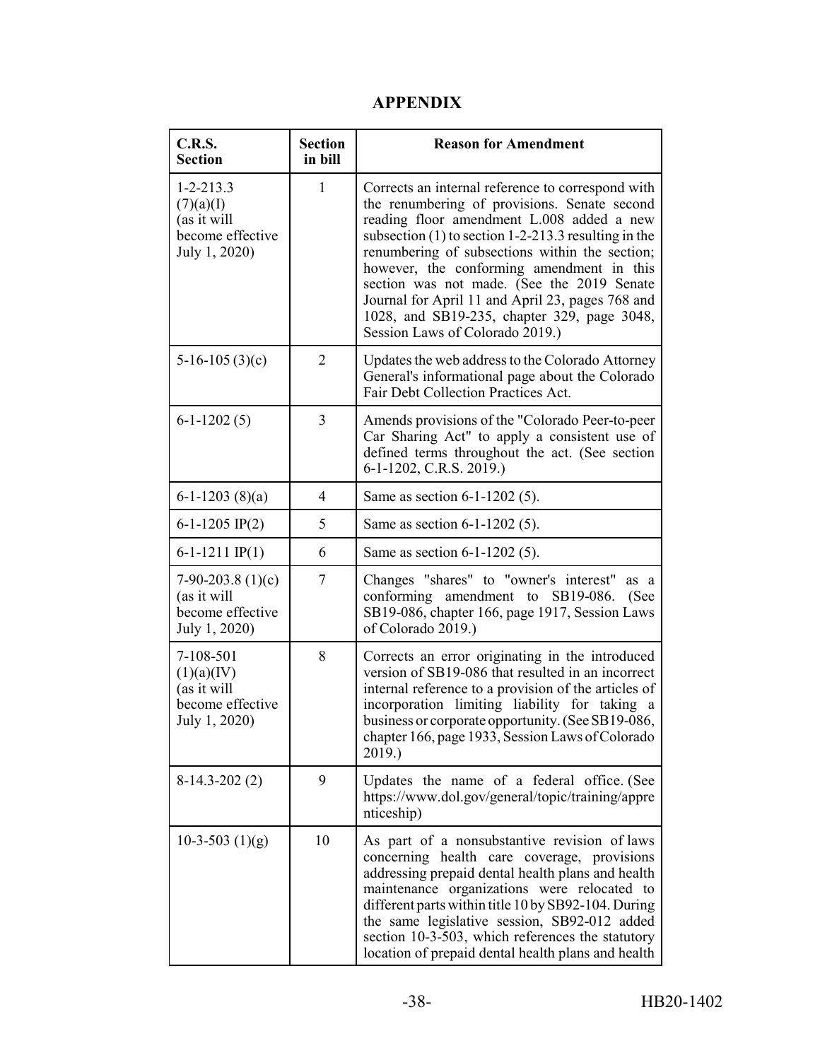## APPENDIX

| C.R.S. Section | Section in bill | Reason for Amendment |
|---|---|---|
| 1-2-213.3 (7)(a)(I) (as it will become effective July 1, 2020) | 1 | Corrects an internal reference to correspond with the renumbering of provisions. Senate second reading floor amendment L.008 added a new subsection (1) to section 1-2-213.3 resulting in the renumbering of subsections within the section; however, the conforming amendment in this section was not made. (See the 2019 Senate Journal for April 11 and April 23, pages 768 and 1028, and SB19-235, chapter 329, page 3048, Session Laws of Colorado 2019.) |
| 5-16-105 (3)(c) | 2 | Updates the web address to the Colorado Attorney General's informational page about the Colorado Fair Debt Collection Practices Act. |
| 6-1-1202 (5) | 3 | Amends provisions of the "Colorado Peer-to-peer Car Sharing Act" to apply a consistent use of defined terms throughout the act. (See section 6-1-1202, C.R.S. 2019.) |
| 6-1-1203 (8)(a) | 4 | Same as section 6-1-1202 (5). |
| 6-1-1205 IP(2) | 5 | Same as section 6-1-1202 (5). |
| 6-1-1211 IP(1) | 6 | Same as section 6-1-1202 (5). |
| 7-90-203.8 (1)(c) (as it will become effective July 1, 2020) | 7 | Changes "shares" to "owner's interest" as a conforming amendment to SB19-086. (See SB19-086, chapter 166, page 1917, Session Laws of Colorado 2019.) |
| 7-108-501 (1)(a)(IV) (as it will become effective July 1, 2020) | 8 | Corrects an error originating in the introduced version of SB19-086 that resulted in an incorrect internal reference to a provision of the articles of incorporation limiting liability for taking a business or corporate opportunity. (See SB19-086, chapter 166, page 1933, Session Laws of Colorado 2019.) |
| 8-14.3-202 (2) | 9 | Updates the name of a federal office. (See https://www.dol.gov/general/topic/training/apprenticeship) |
| 10-3-503 (1)(g) | 10 | As part of a nonsubstantive revision of laws concerning health care coverage, provisions addressing prepaid dental health plans and health maintenance organizations were relocated to different parts within title 10 by SB92-104. During the same legislative session, SB92-012 added section 10-3-503, which references the statutory location of prepaid dental health plans and health |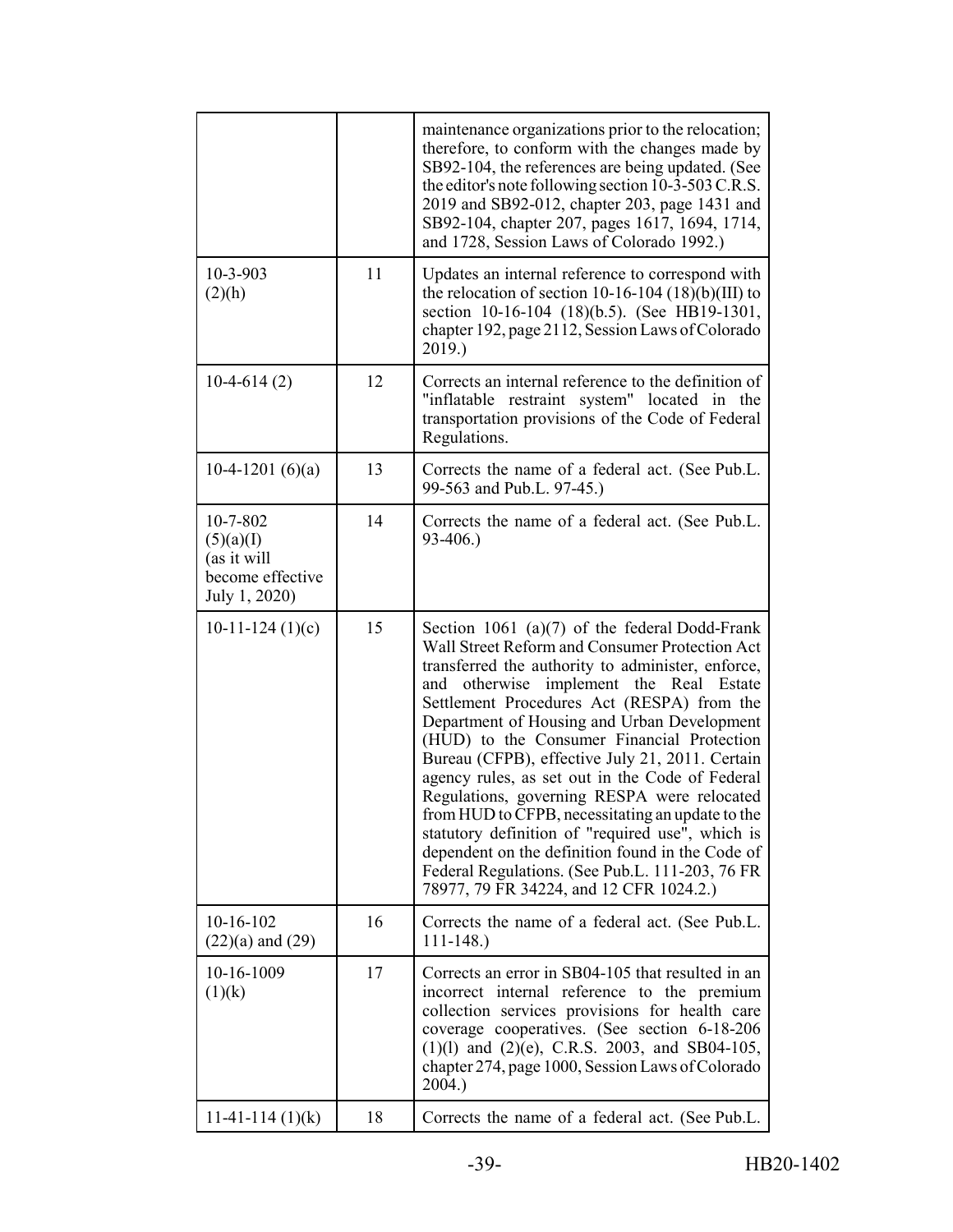| | | |
|---|---|---|
| | | maintenance organizations prior to the relocation; therefore, to conform with the changes made by SB92-104, the references are being updated. (See the editor's note following section 10-3-503 C.R.S. 2019 and SB92-012, chapter 203, page 1431 and SB92-104, chapter 207, pages 1617, 1694, 1714, and 1728, Session Laws of Colorado 1992.) |
| 10-3-903 (2)(h) | 11 | Updates an internal reference to correspond with the relocation of section 10-16-104 (18)(b)(III) to section 10-16-104 (18)(b.5). (See HB19-1301, chapter 192, page 2112, Session Laws of Colorado 2019.) |
| 10-4-614 (2) | 12 | Corrects an internal reference to the definition of "inflatable restraint system" located in the transportation provisions of the Code of Federal Regulations. |
| 10-4-1201 (6)(a) | 13 | Corrects the name of a federal act. (See Pub.L. 99-563 and Pub.L. 97-45.) |
| 10-7-802 (5)(a)(I) (as it will become effective July 1, 2020) | 14 | Corrects the name of a federal act. (See Pub.L. 93-406.) |
| 10-11-124 (1)(c) | 15 | Section 1061 (a)(7) of the federal Dodd-Frank Wall Street Reform and Consumer Protection Act transferred the authority to administer, enforce, and otherwise implement the Real Estate Settlement Procedures Act (RESPA) from the Department of Housing and Urban Development (HUD) to the Consumer Financial Protection Bureau (CFPB), effective July 21, 2011. Certain agency rules, as set out in the Code of Federal Regulations, governing RESPA were relocated from HUD to CFPB, necessitating an update to the statutory definition of "required use", which is dependent on the definition found in the Code of Federal Regulations. (See Pub.L. 111-203, 76 FR 78977, 79 FR 34224, and 12 CFR 1024.2.) |
| 10-16-102 (22)(a) and (29) | 16 | Corrects the name of a federal act. (See Pub.L. 111-148.) |
| 10-16-1009 (1)(k) | 17 | Corrects an error in SB04-105 that resulted in an incorrect internal reference to the premium collection services provisions for health care coverage cooperatives. (See section 6-18-206 (1)(l) and (2)(e), C.R.S. 2003, and SB04-105, chapter 274, page 1000, Session Laws of Colorado 2004.) |
| 11-41-114 (1)(k) | 18 | Corrects the name of a federal act. (See Pub.L. |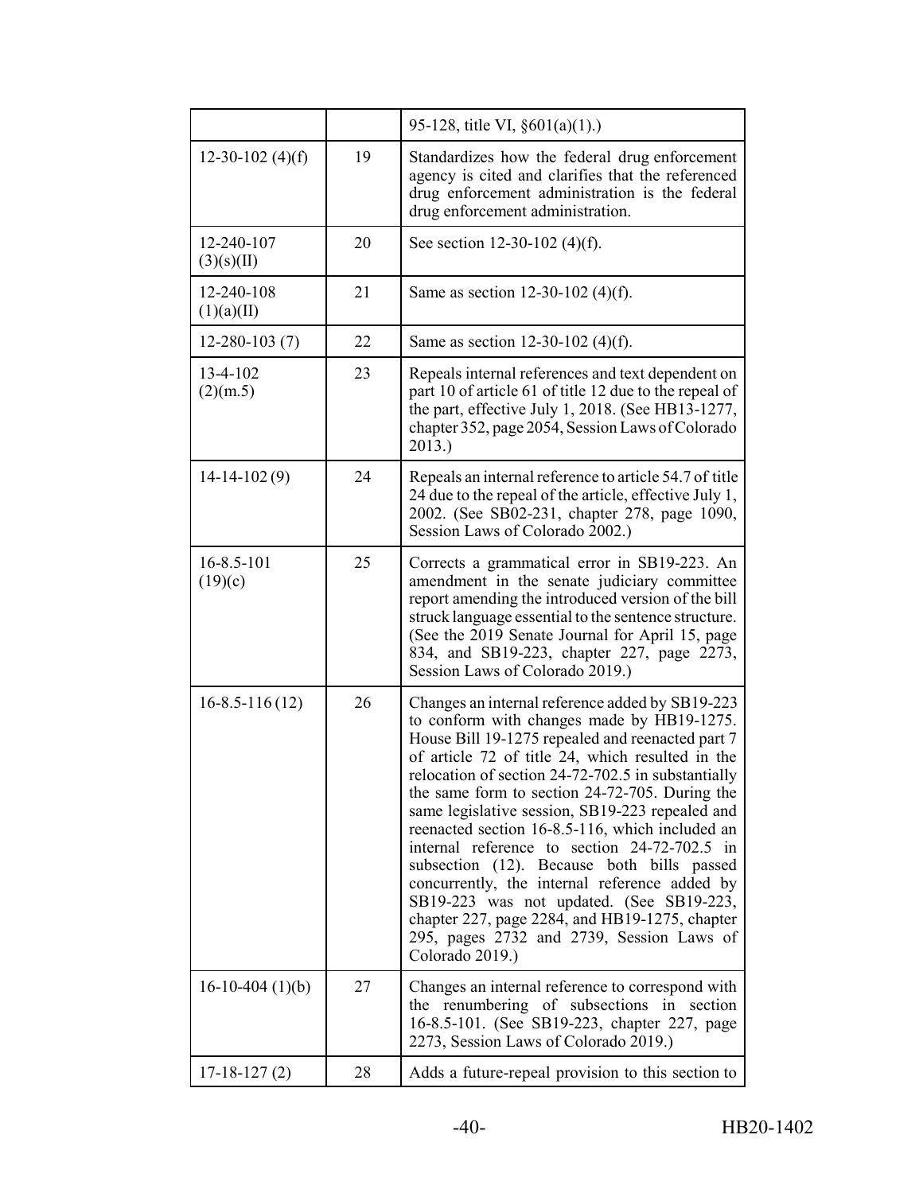| | | |
|---|---|---|
| | | 95-128, title VI, §601(a)(1).) |
| 12-30-102 (4)(f) | 19 | Standardizes how the federal drug enforcement agency is cited and clarifies that the referenced drug enforcement administration is the federal drug enforcement administration. |
| 12-240-107 (3)(s)(II) | 20 | See section 12-30-102 (4)(f). |
| 12-240-108 (1)(a)(II) | 21 | Same as section 12-30-102 (4)(f). |
| 12-280-103 (7) | 22 | Same as section 12-30-102 (4)(f). |
| 13-4-102 (2)(m.5) | 23 | Repeals internal references and text dependent on part 10 of article 61 of title 12 due to the repeal of the part, effective July 1, 2018. (See HB13-1277, chapter 352, page 2054, Session Laws of Colorado 2013.) |
| 14-14-102 (9) | 24 | Repeals an internal reference to article 54.7 of title 24 due to the repeal of the article, effective July 1, 2002. (See SB02-231, chapter 278, page 1090, Session Laws of Colorado 2002.) |
| 16-8.5-101 (19)(c) | 25 | Corrects a grammatical error in SB19-223. An amendment in the senate judiciary committee report amending the introduced version of the bill struck language essential to the sentence structure. (See the 2019 Senate Journal for April 15, page 834, and SB19-223, chapter 227, page 2273, Session Laws of Colorado 2019.) |
| 16-8.5-116 (12) | 26 | Changes an internal reference added by SB19-223 to conform with changes made by HB19-1275. House Bill 19-1275 repealed and reenacted part 7 of article 72 of title 24, which resulted in the relocation of section 24-72-702.5 in substantially the same form to section 24-72-705. During the same legislative session, SB19-223 repealed and reenacted section 16-8.5-116, which included an internal reference to section 24-72-702.5 in subsection (12). Because both bills passed concurrently, the internal reference added by SB19-223 was not updated. (See SB19-223, chapter 227, page 2284, and HB19-1275, chapter 295, pages 2732 and 2739, Session Laws of Colorado 2019.) |
| 16-10-404 (1)(b) | 27 | Changes an internal reference to correspond with the renumbering of subsections in section 16-8.5-101. (See SB19-223, chapter 227, page 2273, Session Laws of Colorado 2019.) |
| 17-18-127 (2) | 28 | Adds a future-repeal provision to this section to |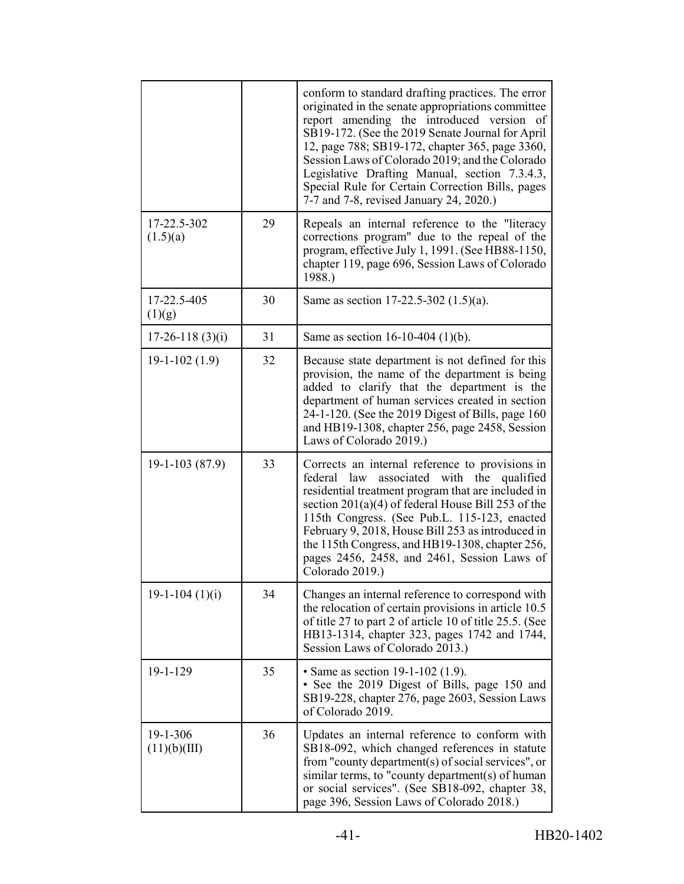| | | |
|---|---|---|
| | | conform to standard drafting practices. The error originated in the senate appropriations committee report amending the introduced version of SB19-172. (See the 2019 Senate Journal for April 12, page 788; SB19-172, chapter 365, page 3360, Session Laws of Colorado 2019; and the Colorado Legislative Drafting Manual, section 7.3.4.3, Special Rule for Certain Correction Bills, pages 7-7 and 7-8, revised January 24, 2020.) |
| 17-22.5-302 (1.5)(a) | 29 | Repeals an internal reference to the "literacy corrections program" due to the repeal of the program, effective July 1, 1991. (See HB88-1150, chapter 119, page 696, Session Laws of Colorado 1988.) |
| 17-22.5-405 (1)(g) | 30 | Same as section 17-22.5-302 (1.5)(a). |
| 17-26-118 (3)(i) | 31 | Same as section 16-10-404 (1)(b). |
| 19-1-102 (1.9) | 32 | Because state department is not defined for this provision, the name of the department is being added to clarify that the department is the department of human services created in section 24-1-120. (See the 2019 Digest of Bills, page 160 and HB19-1308, chapter 256, page 2458, Session Laws of Colorado 2019.) |
| 19-1-103 (87.9) | 33 | Corrects an internal reference to provisions in federal law associated with the qualified residential treatment program that are included in section 201(a)(4) of federal House Bill 253 of the 115th Congress. (See Pub.L. 115-123, enacted February 9, 2018, House Bill 253 as introduced in the 115th Congress, and HB19-1308, chapter 256, pages 2456, 2458, and 2461, Session Laws of Colorado 2019.) |
| 19-1-104 (1)(i) | 34 | Changes an internal reference to correspond with the relocation of certain provisions in article 10.5 of title 27 to part 2 of article 10 of title 25.5. (See HB13-1314, chapter 323, pages 1742 and 1744, Session Laws of Colorado 2013.) |
| 19-1-129 | 35 | • Same as section 19-1-102 (1.9).<br>• See the 2019 Digest of Bills, page 150 and SB19-228, chapter 276, page 2603, Session Laws of Colorado 2019. |
| 19-1-306 (11)(b)(III) | 36 | Updates an internal reference to conform with SB18-092, which changed references in statute from "county department(s) of social services", or similar terms, to "county department(s) of human or social services". (See SB18-092, chapter 38, page 396, Session Laws of Colorado 2018.) |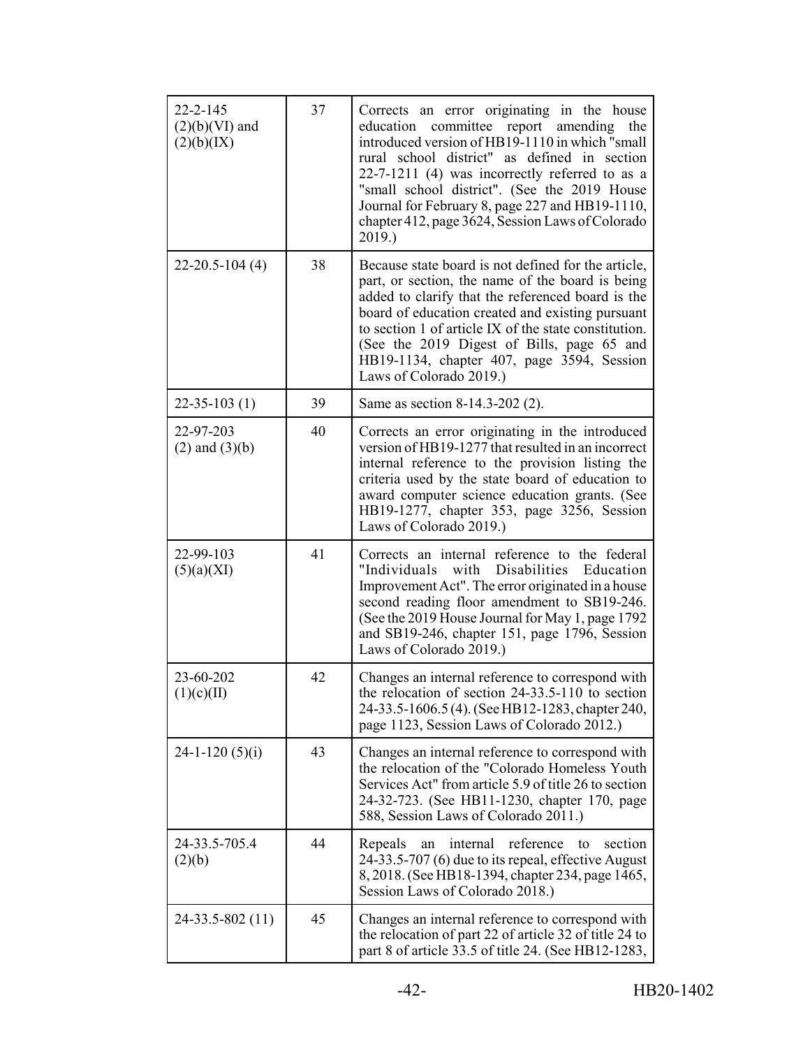| | | |
|---|---|---|
| 22-2-145 (2)(b)(VI) and (2)(b)(IX) | 37 | Corrects an error originating in the house education committee report amending the introduced version of HB19-1110 in which "small rural school district" as defined in section 22-7-1211 (4) was incorrectly referred to as a "small school district". (See the 2019 House Journal for February 8, page 227 and HB19-1110, chapter 412, page 3624, Session Laws of Colorado 2019.) |
| 22-20.5-104 (4) | 38 | Because state board is not defined for the article, part, or section, the name of the board is being added to clarify that the referenced board is the board of education created and existing pursuant to section 1 of article IX of the state constitution. (See the 2019 Digest of Bills, page 65 and HB19-1134, chapter 407, page 3594, Session Laws of Colorado 2019.) |
| 22-35-103 (1) | 39 | Same as section 8-14.3-202 (2). |
| 22-97-203 (2) and (3)(b) | 40 | Corrects an error originating in the introduced version of HB19-1277 that resulted in an incorrect internal reference to the provision listing the criteria used by the state board of education to award computer science education grants. (See HB19-1277, chapter 353, page 3256, Session Laws of Colorado 2019.) |
| 22-99-103 (5)(a)(XI) | 41 | Corrects an internal reference to the federal "Individuals with Disabilities Education Improvement Act". The error originated in a house second reading floor amendment to SB19-246. (See the 2019 House Journal for May 1, page 1792 and SB19-246, chapter 151, page 1796, Session Laws of Colorado 2019.) |
| 23-60-202 (1)(c)(II) | 42 | Changes an internal reference to correspond with the relocation of section 24-33.5-110 to section 24-33.5-1606.5 (4). (See HB12-1283, chapter 240, page 1123, Session Laws of Colorado 2012.) |
| 24-1-120 (5)(i) | 43 | Changes an internal reference to correspond with the relocation of the "Colorado Homeless Youth Services Act" from article 5.9 of title 26 to section 24-32-723. (See HB11-1230, chapter 170, page 588, Session Laws of Colorado 2011.) |
| 24-33.5-705.4 (2)(b) | 44 | Repeals an internal reference to section 24-33.5-707 (6) due to its repeal, effective August 8, 2018. (See HB18-1394, chapter 234, page 1465, Session Laws of Colorado 2018.) |
| 24-33.5-802 (11) | 45 | Changes an internal reference to correspond with the relocation of part 22 of article 32 of title 24 to part 8 of article 33.5 of title 24. (See HB12-1283, |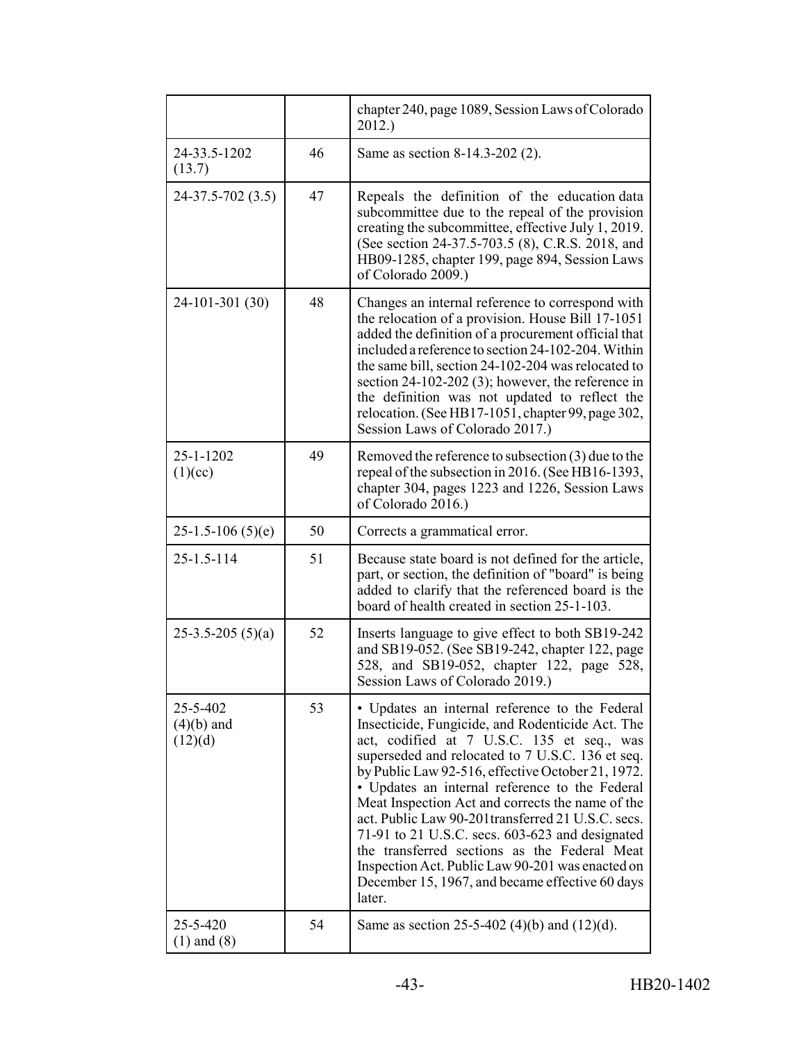| | | |
|---|---|---|
| | | chapter 240, page 1089, Session Laws of Colorado 2012.) |
| 24-33.5-1202 (13.7) | 46 | Same as section 8-14.3-202 (2). |
| 24-37.5-702 (3.5) | 47 | Repeals the definition of the education data subcommittee due to the repeal of the provision creating the subcommittee, effective July 1, 2019. (See section 24-37.5-703.5 (8), C.R.S. 2018, and HB09-1285, chapter 199, page 894, Session Laws of Colorado 2009.) |
| 24-101-301 (30) | 48 | Changes an internal reference to correspond with the relocation of a provision. House Bill 17-1051 added the definition of a procurement official that included a reference to section 24-102-204. Within the same bill, section 24-102-204 was relocated to section 24-102-202 (3); however, the reference in the definition was not updated to reflect the relocation. (See HB17-1051, chapter 99, page 302, Session Laws of Colorado 2017.) |
| 25-1-1202 (1)(cc) | 49 | Removed the reference to subsection (3) due to the repeal of the subsection in 2016. (See HB16-1393, chapter 304, pages 1223 and 1226, Session Laws of Colorado 2016.) |
| 25-1.5-106 (5)(e) | 50 | Corrects a grammatical error. |
| 25-1.5-114 | 51 | Because state board is not defined for the article, part, or section, the definition of "board" is being added to clarify that the referenced board is the board of health created in section 25-1-103. |
| 25-3.5-205 (5)(a) | 52 | Inserts language to give effect to both SB19-242 and SB19-052. (See SB19-242, chapter 122, page 528, and SB19-052, chapter 122, page 528, Session Laws of Colorado 2019.) |
| 25-5-402 (4)(b) and (12)(d) | 53 | • Updates an internal reference to the Federal Insecticide, Fungicide, and Rodenticide Act. The act, codified at 7 U.S.C. 135 et seq., was superseded and relocated to 7 U.S.C. 136 et seq. by Public Law 92-516, effective October 21, 1972. • Updates an internal reference to the Federal Meat Inspection Act and corrects the name of the act. Public Law 90-201transferred 21 U.S.C. secs. 71-91 to 21 U.S.C. secs. 603-623 and designated the transferred sections as the Federal Meat Inspection Act. Public Law 90-201 was enacted on December 15, 1967, and became effective 60 days later. |
| 25-5-420 (1) and (8) | 54 | Same as section 25-5-402 (4)(b) and (12)(d). |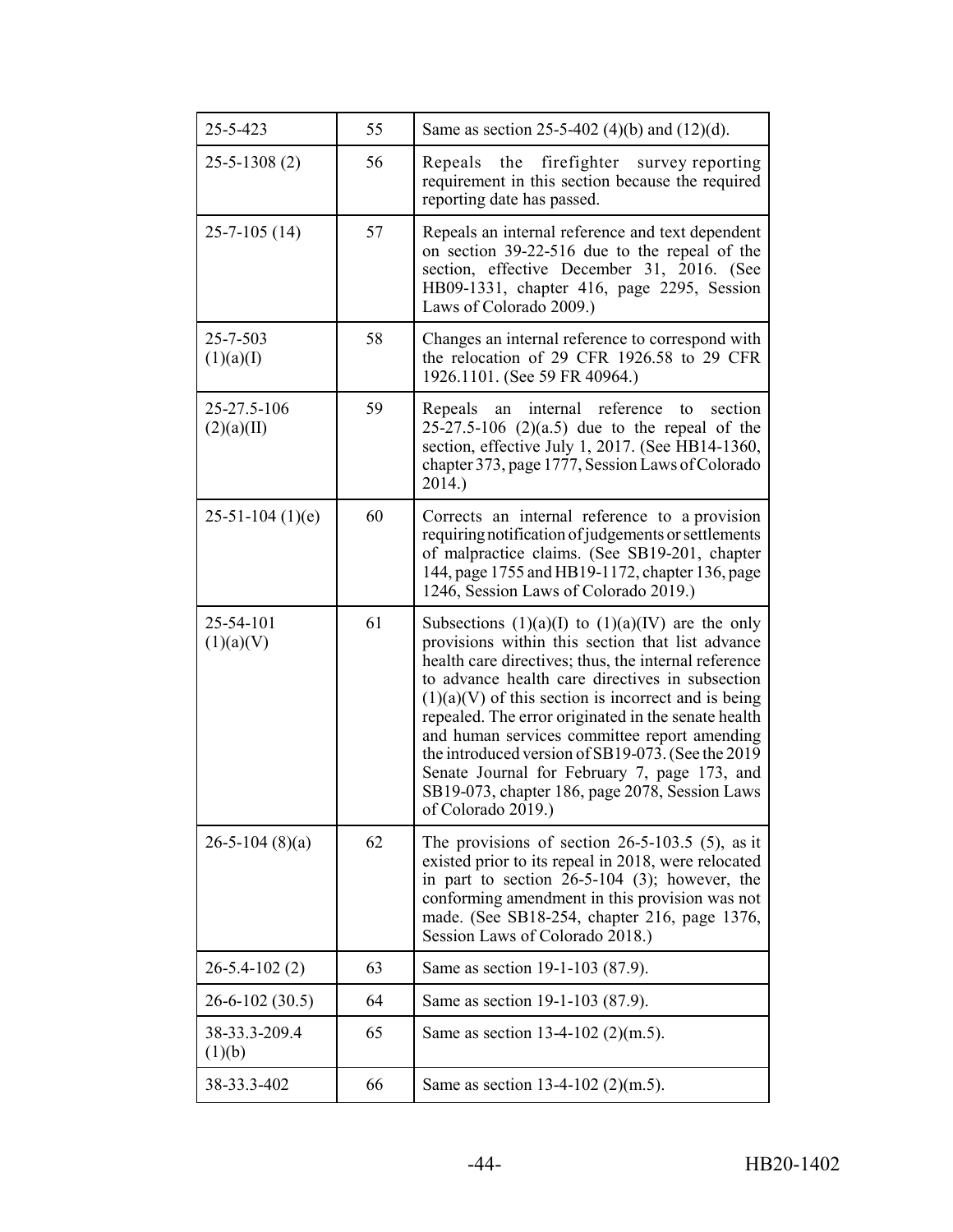| | | |
|---|---|---|
| 25-5-423 | 55 | Same as section 25-5-402 (4)(b) and (12)(d). |
| 25-5-1308 (2) | 56 | Repeals the firefighter survey reporting requirement in this section because the required reporting date has passed. |
| 25-7-105 (14) | 57 | Repeals an internal reference and text dependent on section 39-22-516 due to the repeal of the section, effective December 31, 2016. (See HB09-1331, chapter 416, page 2295, Session Laws of Colorado 2009.) |
| 25-7-503 (1)(a)(I) | 58 | Changes an internal reference to correspond with the relocation of 29 CFR 1926.58 to 29 CFR 1926.1101. (See 59 FR 40964.) |
| 25-27.5-106 (2)(a)(II) | 59 | Repeals an internal reference to section 25-27.5-106 (2)(a.5) due to the repeal of the section, effective July 1, 2017. (See HB14-1360, chapter 373, page 1777, Session Laws of Colorado 2014.) |
| 25-51-104 (1)(e) | 60 | Corrects an internal reference to a provision requiring notification of judgements or settlements of malpractice claims. (See SB19-201, chapter 144, page 1755 and HB19-1172, chapter 136, page 1246, Session Laws of Colorado 2019.) |
| 25-54-101 (1)(a)(V) | 61 | Subsections (1)(a)(I) to (1)(a)(IV) are the only provisions within this section that list advance health care directives; thus, the internal reference to advance health care directives in subsection (1)(a)(V) of this section is incorrect and is being repealed. The error originated in the senate health and human services committee report amending the introduced version of SB19-073. (See the 2019 Senate Journal for February 7, page 173, and SB19-073, chapter 186, page 2078, Session Laws of Colorado 2019.) |
| 26-5-104 (8)(a) | 62 | The provisions of section 26-5-103.5 (5), as it existed prior to its repeal in 2018, were relocated in part to section 26-5-104 (3); however, the conforming amendment in this provision was not made. (See SB18-254, chapter 216, page 1376, Session Laws of Colorado 2018.) |
| 26-5.4-102 (2) | 63 | Same as section 19-1-103 (87.9). |
| 26-6-102 (30.5) | 64 | Same as section 19-1-103 (87.9). |
| 38-33.3-209.4 (1)(b) | 65 | Same as section 13-4-102 (2)(m.5). |
| 38-33.3-402 | 66 | Same as section 13-4-102 (2)(m.5). |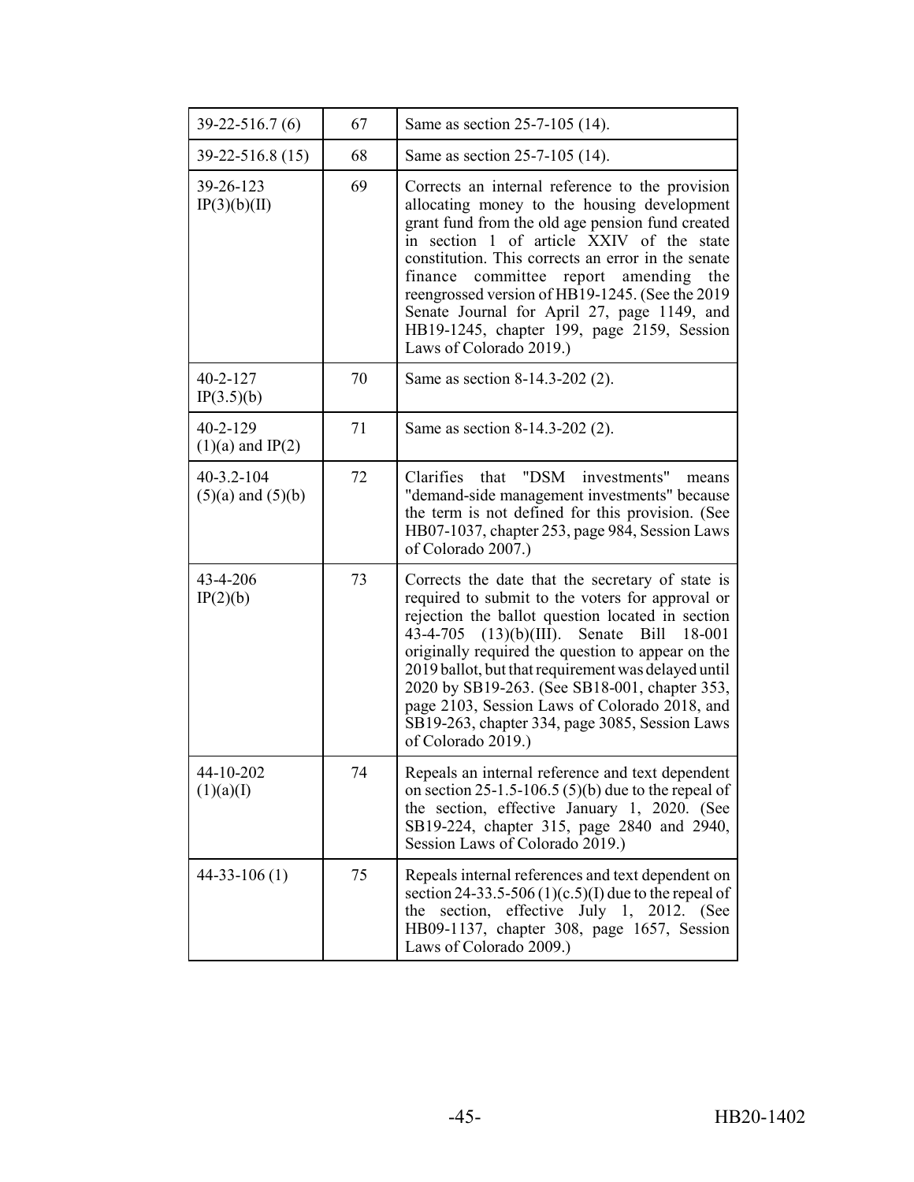| | | |
|---|---|---|
| 39-22-516.7 (6) | 67 | Same as section 25-7-105 (14). |
| 39-22-516.8 (15) | 68 | Same as section 25-7-105 (14). |
| 39-26-123 IP(3)(b)(II) | 69 | Corrects an internal reference to the provision allocating money to the housing development grant fund from the old age pension fund created in section 1 of article XXIV of the state constitution. This corrects an error in the senate finance committee report amending the reengrossed version of HB19-1245. (See the 2019 Senate Journal for April 27, page 1149, and HB19-1245, chapter 199, page 2159, Session Laws of Colorado 2019.) |
| 40-2-127 IP(3.5)(b) | 70 | Same as section 8-14.3-202 (2). |
| 40-2-129 (1)(a) and IP(2) | 71 | Same as section 8-14.3-202 (2). |
| 40-3.2-104 (5)(a) and (5)(b) | 72 | Clarifies that "DSM investments" means "demand-side management investments" because the term is not defined for this provision. (See HB07-1037, chapter 253, page 984, Session Laws of Colorado 2007.) |
| 43-4-206 IP(2)(b) | 73 | Corrects the date that the secretary of state is required to submit to the voters for approval or rejection the ballot question located in section 43-4-705 (13)(b)(III). Senate Bill 18-001 originally required the question to appear on the 2019 ballot, but that requirement was delayed until 2020 by SB19-263. (See SB18-001, chapter 353, page 2103, Session Laws of Colorado 2018, and SB19-263, chapter 334, page 3085, Session Laws of Colorado 2019.) |
| 44-10-202 (1)(a)(I) | 74 | Repeals an internal reference and text dependent on section 25-1.5-106.5 (5)(b) due to the repeal of the section, effective January 1, 2020. (See SB19-224, chapter 315, page 2840 and 2940, Session Laws of Colorado 2019.) |
| 44-33-106 (1) | 75 | Repeals internal references and text dependent on section 24-33.5-506 (1)(c.5)(I) due to the repeal of the section, effective July 1, 2012. (See HB09-1137, chapter 308, page 1657, Session Laws of Colorado 2009.) |